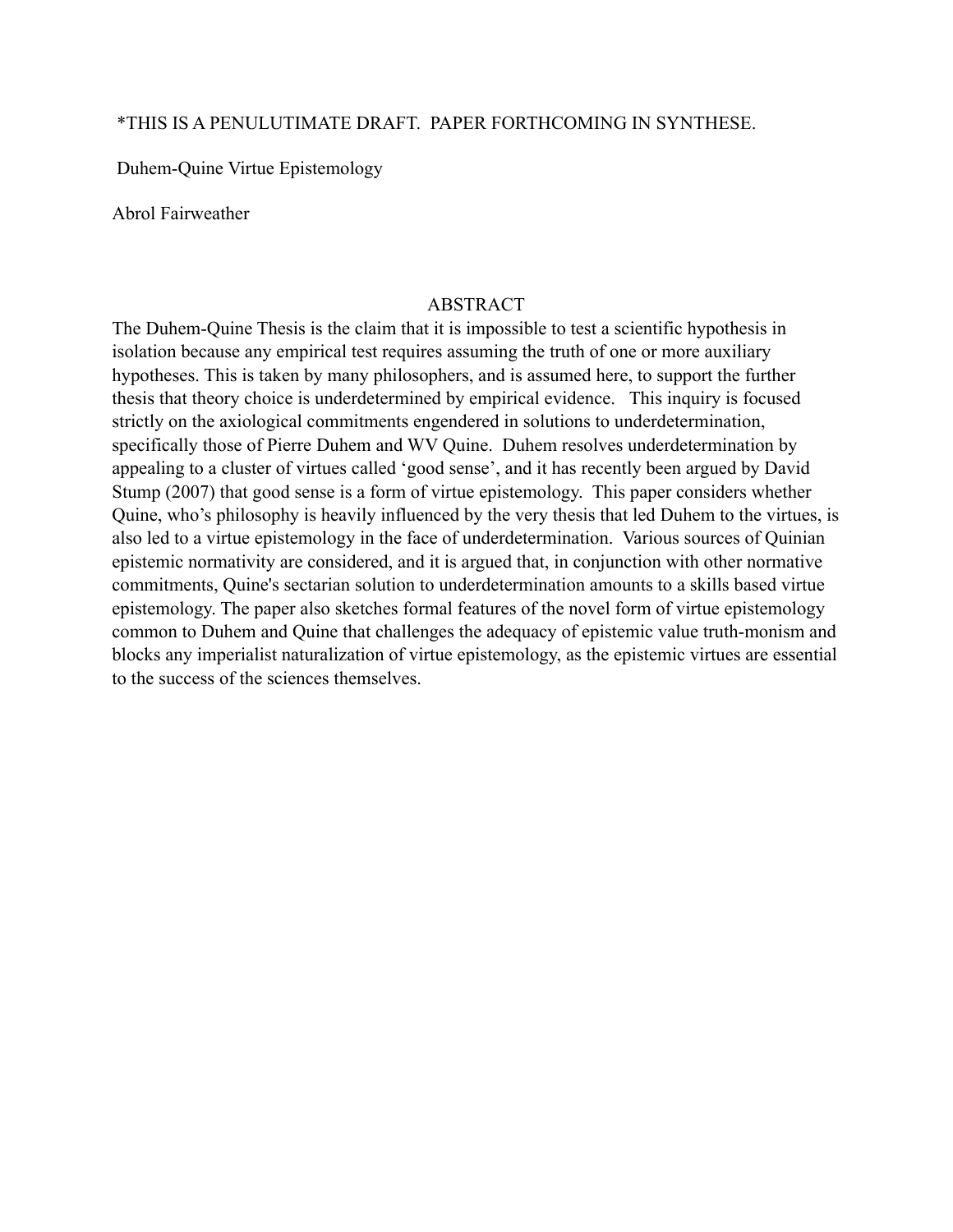*THIS IS A PENULUTIMATE DRAFT. PAPER FORTHCOMING IN SYNTHESE.

# Duhem-Quine Virtue Epistemology

Abrol Fairweather

## ABSTRACT

The Duhem-Quine Thesis is the claim that it is impossible to test a scientific hypothesis in isolation because any empirical test requires assuming the truth of one or more auxiliary hypotheses. This is taken by many philosophers, and is assumed here, to support the further thesis that theory choice is underdetermined by empirical evidence. This inquiry is focused strictly on the axiological commitments engendered in solutions to underdetermination, specifically those of Pierre Duhem and WV Quine. Duhem resolves underdetermination by appealing to a cluster of virtues called 'good sense', and it has recently been argued by David Stump (2007) that good sense is a form of virtue epistemology. This paper considers whether Quine, who's philosophy is heavily influenced by the very thesis that led Duhem to the virtues, is also led to a virtue epistemology in the face of underdetermination. Various sources of Quinian epistemic normativity are considered, and it is argued that, in conjunction with other normative commitments, Quine's sectarian solution to underdetermination amounts to a skills based virtue epistemology. The paper also sketches formal features of the novel form of virtue epistemology common to Duhem and Quine that challenges the adequacy of epistemic value truth-monism and blocks any imperialist naturalization of virtue epistemology, as the epistemic virtues are essential to the success of the sciences themselves.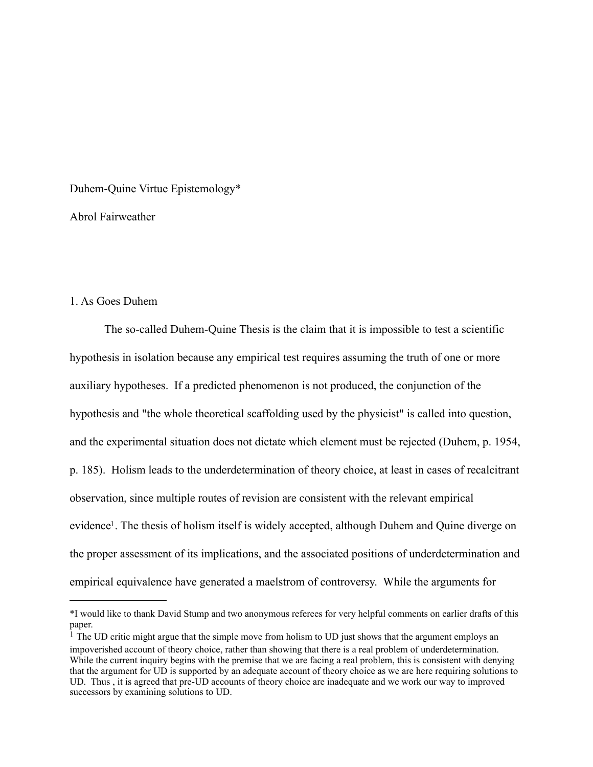Duhem-Quine Virtue Epistemology*

Abrol Fairweather

## 1. As Goes Duhem

The so-called Duhem-Quine Thesis is the claim that it is impossible to test a scientific hypothesis in isolation because any empirical test requires assuming the truth of one or more auxiliary hypotheses. If a predicted phenomenon is not produced, the conjunction of the hypothesis and "the whole theoretical scaffolding used by the physicist" is called into question, and the experimental situation does not dictate which element must be rejected (Duhem, p. 1954, p. 185). Holism leads to the underdetermination of theory choice, at least in cases of recalcitrant observation, since multiple routes of revision are consistent with the relevant empirical evidence[1]. The thesis of holism itself is widely accepted, although Duhem and Quine diverge on the proper assessment of its implications, and the associated positions of underdetermination and empirical equivalence have generated a maelstrom of controversy. While the arguments for

---

*I would like to thank David Stump and two anonymous referees for very helpful comments on earlier drafts of this paper.

[1] The UD critic might argue that the simple move from holism to UD just shows that the argument employs an impoverished account of theory choice, rather than showing that there is a real problem of underdetermination. While the current inquiry begins with the premise that we are facing a real problem, this is consistent with denying that the argument for UD is supported by an adequate account of theory choice as we are here requiring solutions to UD. Thus , it is agreed that pre-UD accounts of theory choice are inadequate and we work our way to improved successors by examining solutions to UD.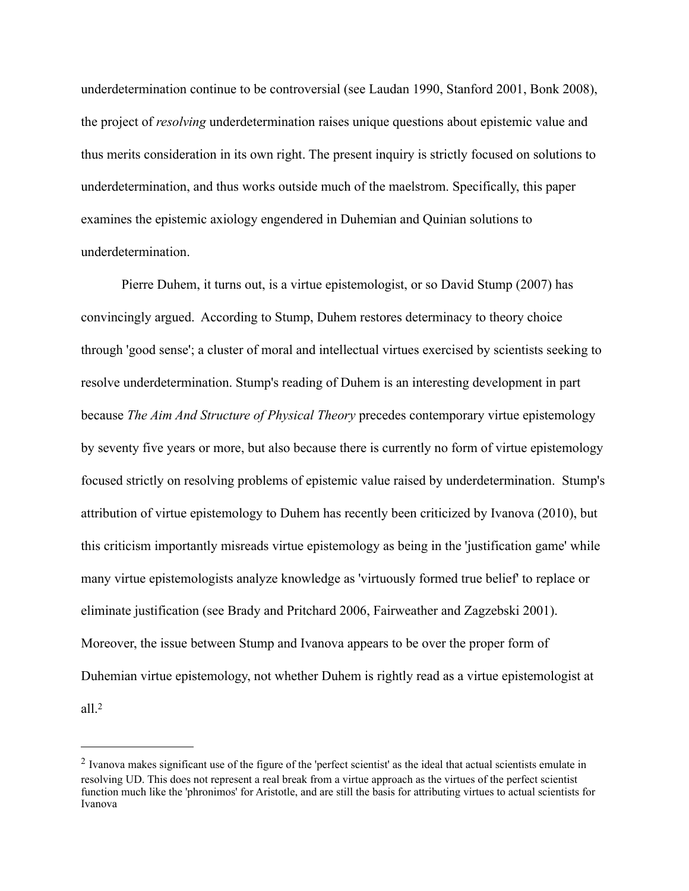underdetermination continue to be controversial (see Laudan 1990, Stanford 2001, Bonk 2008), the project of *resolving* underdetermination raises unique questions about epistemic value and thus merits consideration in its own right. The present inquiry is strictly focused on solutions to underdetermination, and thus works outside much of the maelstrom. Specifically, this paper examines the epistemic axiology engendered in Duhemian and Quinian solutions to underdetermination.

Pierre Duhem, it turns out, is a virtue epistemologist, or so David Stump (2007) has convincingly argued. According to Stump, Duhem restores determinacy to theory choice through 'good sense'; a cluster of moral and intellectual virtues exercised by scientists seeking to resolve underdetermination. Stump's reading of Duhem is an interesting development in part because *The Aim And Structure of Physical Theory* precedes contemporary virtue epistemology by seventy five years or more, but also because there is currently no form of virtue epistemology focused strictly on resolving problems of epistemic value raised by underdetermination. Stump's attribution of virtue epistemology to Duhem has recently been criticized by Ivanova (2010), but this criticism importantly misreads virtue epistemology as being in the 'justification game' while many virtue epistemologists analyze knowledge as 'virtuously formed true belief' to replace or eliminate justification (see Brady and Pritchard 2006, Fairweather and Zagzebski 2001). Moreover, the issue between Stump and Ivanova appears to be over the proper form of Duhemian virtue epistemology, not whether Duhem is rightly read as a virtue epistemologist at all.[2]

---

[2] Ivanova makes significant use of the figure of the 'perfect scientist' as the ideal that actual scientists emulate in resolving UD. This does not represent a real break from a virtue approach as the virtues of the perfect scientist function much like the 'phronimos' for Aristotle, and are still the basis for attributing virtues to actual scientists for Ivanova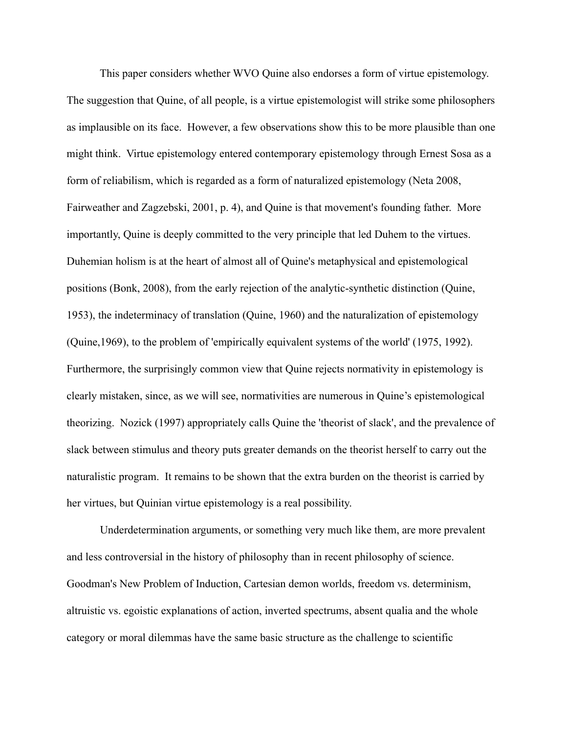This paper considers whether WVO Quine also endorses a form of virtue epistemology. The suggestion that Quine, of all people, is a virtue epistemologist will strike some philosophers as implausible on its face. However, a few observations show this to be more plausible than one might think. Virtue epistemology entered contemporary epistemology through Ernest Sosa as a form of reliabilism, which is regarded as a form of naturalized epistemology (Neta 2008, Fairweather and Zagzebski, 2001, p. 4), and Quine is that movement's founding father. More importantly, Quine is deeply committed to the very principle that led Duhem to the virtues. Duhemian holism is at the heart of almost all of Quine's metaphysical and epistemological positions (Bonk, 2008), from the early rejection of the analytic-synthetic distinction (Quine, 1953), the indeterminacy of translation (Quine, 1960) and the naturalization of epistemology (Quine,1969), to the problem of 'empirically equivalent systems of the world' (1975, 1992). Furthermore, the surprisingly common view that Quine rejects normativity in epistemology is clearly mistaken, since, as we will see, normativities are numerous in Quine's epistemological theorizing. Nozick (1997) appropriately calls Quine the 'theorist of slack', and the prevalence of slack between stimulus and theory puts greater demands on the theorist herself to carry out the naturalistic program. It remains to be shown that the extra burden on the theorist is carried by her virtues, but Quinian virtue epistemology is a real possibility.

Underdetermination arguments, or something very much like them, are more prevalent and less controversial in the history of philosophy than in recent philosophy of science. Goodman's New Problem of Induction, Cartesian demon worlds, freedom vs. determinism, altruistic vs. egoistic explanations of action, inverted spectrums, absent qualia and the whole category or moral dilemmas have the same basic structure as the challenge to scientific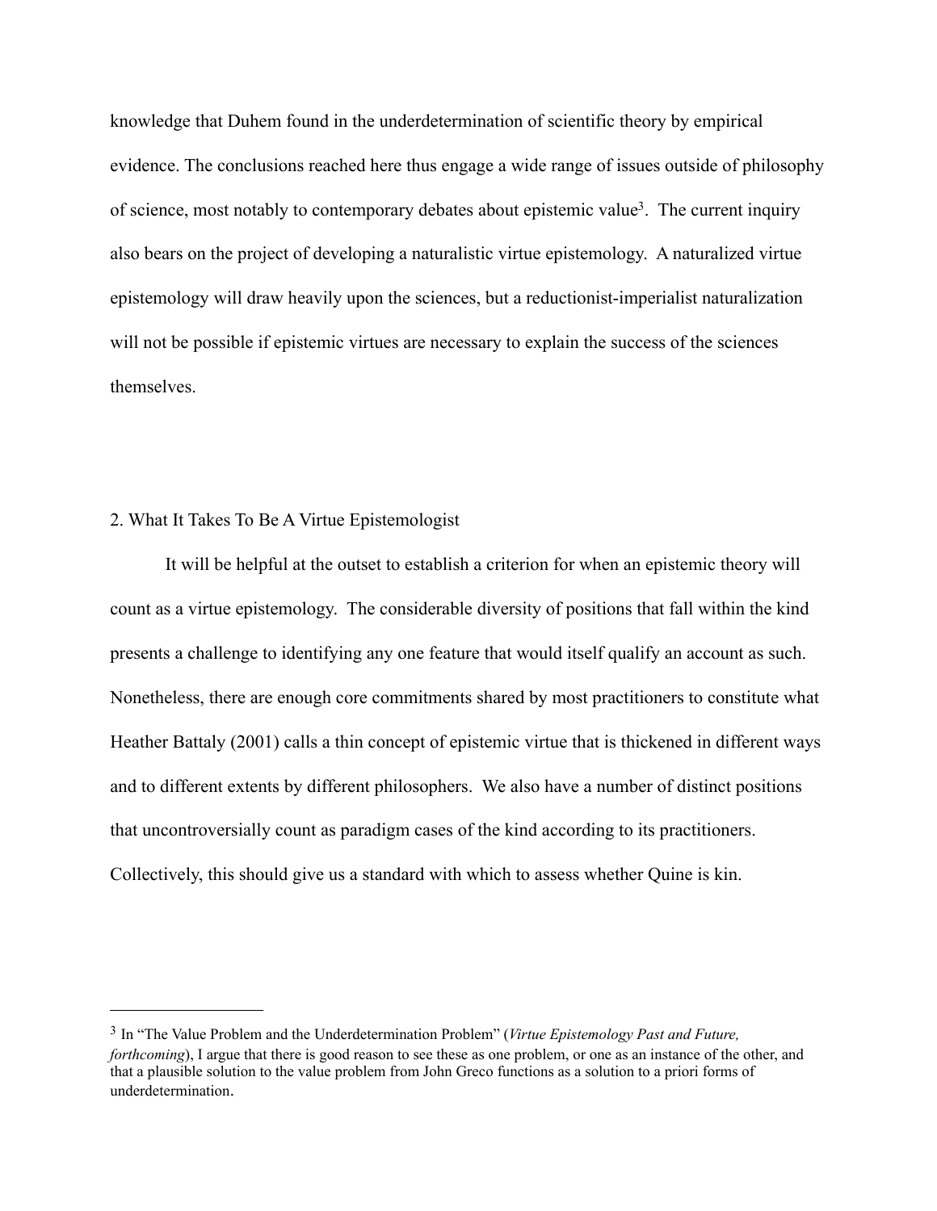knowledge that Duhem found in the underdetermination of scientific theory by empirical evidence. The conclusions reached here thus engage a wide range of issues outside of philosophy of science, most notably to contemporary debates about epistemic value[3]. The current inquiry also bears on the project of developing a naturalistic virtue epistemology. A naturalized virtue epistemology will draw heavily upon the sciences, but a reductionist-imperialist naturalization will not be possible if epistemic virtues are necessary to explain the success of the sciences themselves.

## 2. What It Takes To Be A Virtue Epistemologist

It will be helpful at the outset to establish a criterion for when an epistemic theory will count as a virtue epistemology. The considerable diversity of positions that fall within the kind presents a challenge to identifying any one feature that would itself qualify an account as such. Nonetheless, there are enough core commitments shared by most practitioners to constitute what Heather Battaly (2001) calls a thin concept of epistemic virtue that is thickened in different ways and to different extents by different philosophers. We also have a number of distinct positions that uncontroversially count as paradigm cases of the kind according to its practitioners. Collectively, this should give us a standard with which to assess whether Quine is kin.

---

[3] In "The Value Problem and the Underdetermination Problem" (*Virtue Epistemology Past and Future, forthcoming*), I argue that there is good reason to see these as one problem, or one as an instance of the other, and that a plausible solution to the value problem from John Greco functions as a solution to a priori forms of underdetermination.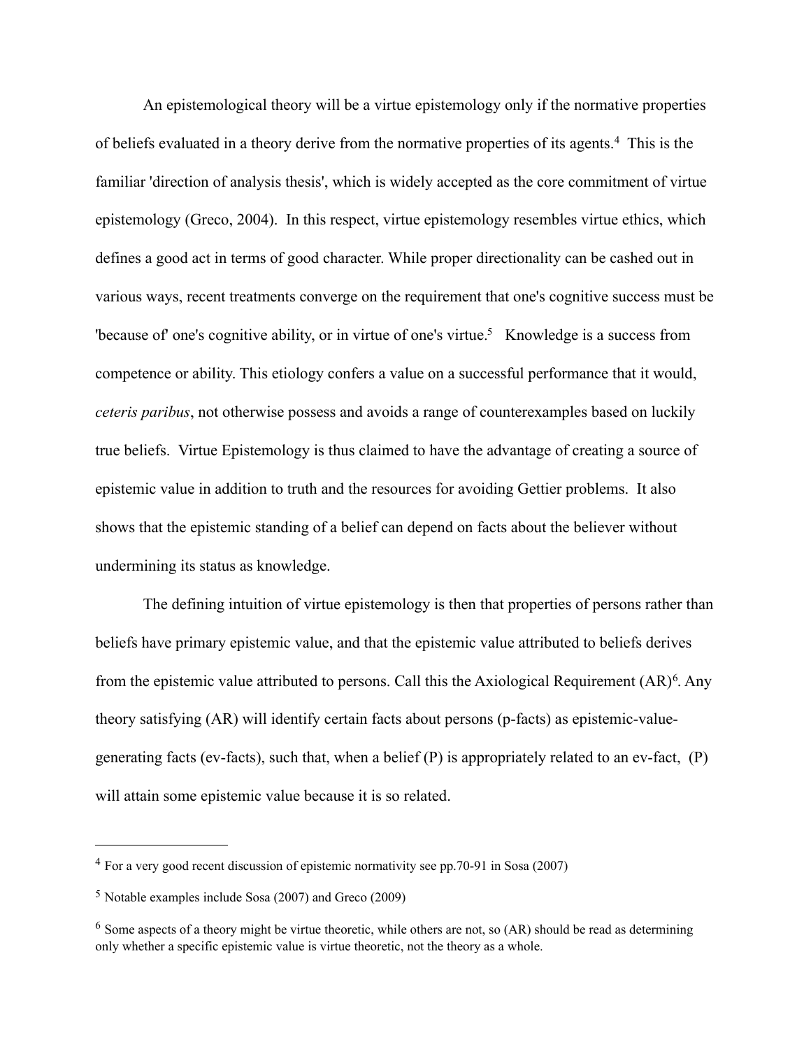An epistemological theory will be a virtue epistemology only if the normative properties of beliefs evaluated in a theory derive from the normative properties of its agents.[4] This is the familiar 'direction of analysis thesis', which is widely accepted as the core commitment of virtue epistemology (Greco, 2004). In this respect, virtue epistemology resembles virtue ethics, which defines a good act in terms of good character. While proper directionality can be cashed out in various ways, recent treatments converge on the requirement that one's cognitive success must be 'because of' one's cognitive ability, or in virtue of one's virtue.[5] Knowledge is a success from competence or ability. This etiology confers a value on a successful performance that it would, *ceteris paribus*, not otherwise possess and avoids a range of counterexamples based on luckily true beliefs. Virtue Epistemology is thus claimed to have the advantage of creating a source of epistemic value in addition to truth and the resources for avoiding Gettier problems. It also shows that the epistemic standing of a belief can depend on facts about the believer without undermining its status as knowledge.

The defining intuition of virtue epistemology is then that properties of persons rather than beliefs have primary epistemic value, and that the epistemic value attributed to beliefs derives from the epistemic value attributed to persons. Call this the Axiological Requirement (AR)[6]. Any theory satisfying (AR) will identify certain facts about persons (p-facts) as epistemic-value-generating facts (ev-facts), such that, when a belief (P) is appropriately related to an ev-fact, (P) will attain some epistemic value because it is so related.

---

[4] For a very good recent discussion of epistemic normativity see pp.70-91 in Sosa (2007)

[5] Notable examples include Sosa (2007) and Greco (2009)

[6] Some aspects of a theory might be virtue theoretic, while others are not, so (AR) should be read as determining only whether a specific epistemic value is virtue theoretic, not the theory as a whole.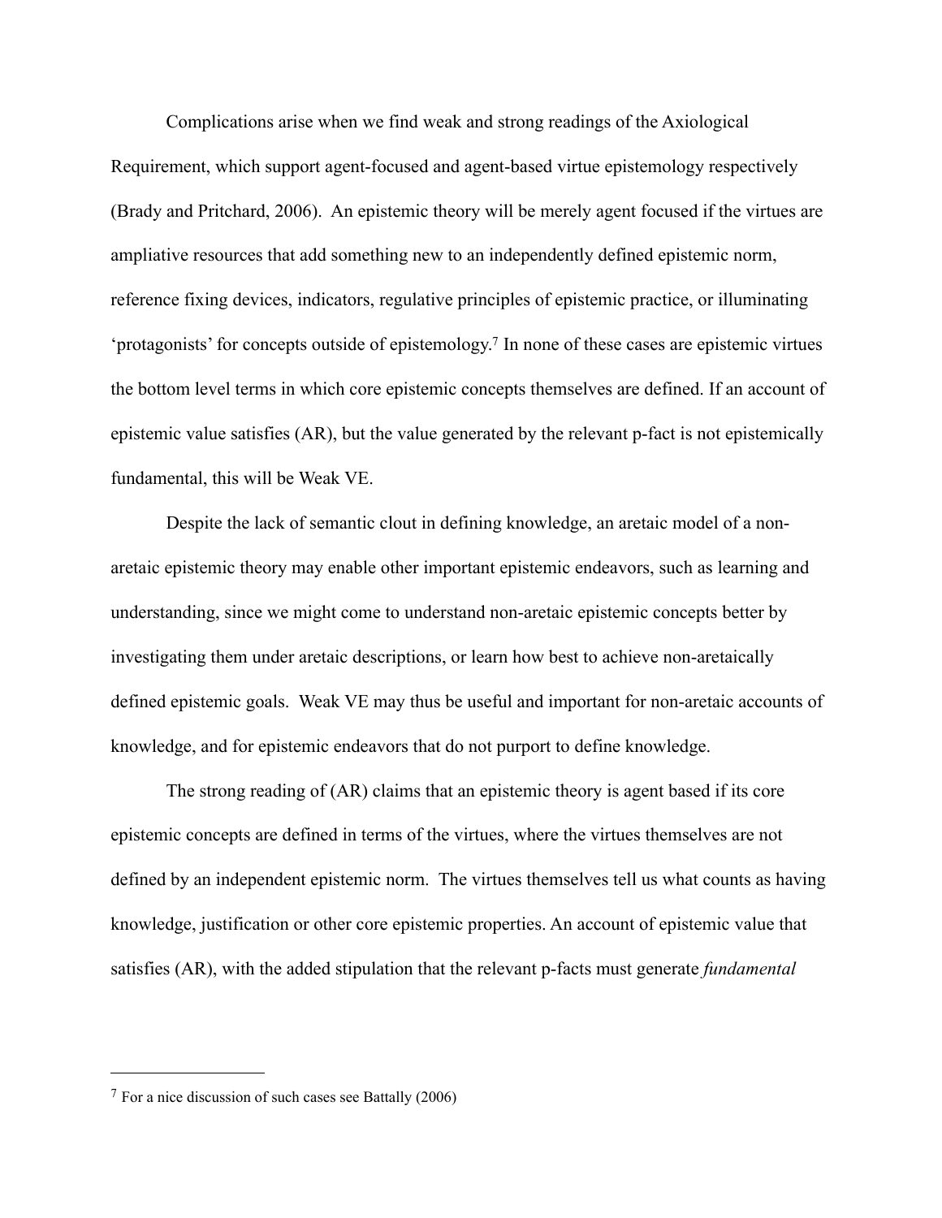Complications arise when we find weak and strong readings of the Axiological Requirement, which support agent-focused and agent-based virtue epistemology respectively (Brady and Pritchard, 2006). An epistemic theory will be merely agent focused if the virtues are ampliative resources that add something new to an independently defined epistemic norm, reference fixing devices, indicators, regulative principles of epistemic practice, or illuminating 'protagonists' for concepts outside of epistemology.[7] In none of these cases are epistemic virtues the bottom level terms in which core epistemic concepts themselves are defined. If an account of epistemic value satisfies (AR), but the value generated by the relevant p-fact is not epistemically fundamental, this will be Weak VE.

Despite the lack of semantic clout in defining knowledge, an aretaic model of a non-aretaic epistemic theory may enable other important epistemic endeavors, such as learning and understanding, since we might come to understand non-aretaic epistemic concepts better by investigating them under aretaic descriptions, or learn how best to achieve non-aretaically defined epistemic goals. Weak VE may thus be useful and important for non-aretaic accounts of knowledge, and for epistemic endeavors that do not purport to define knowledge.

The strong reading of (AR) claims that an epistemic theory is agent based if its core epistemic concepts are defined in terms of the virtues, where the virtues themselves are not defined by an independent epistemic norm. The virtues themselves tell us what counts as having knowledge, justification or other core epistemic properties. An account of epistemic value that satisfies (AR), with the added stipulation that the relevant p-facts must generate *fundamental*

---

[7] For a nice discussion of such cases see Battally (2006)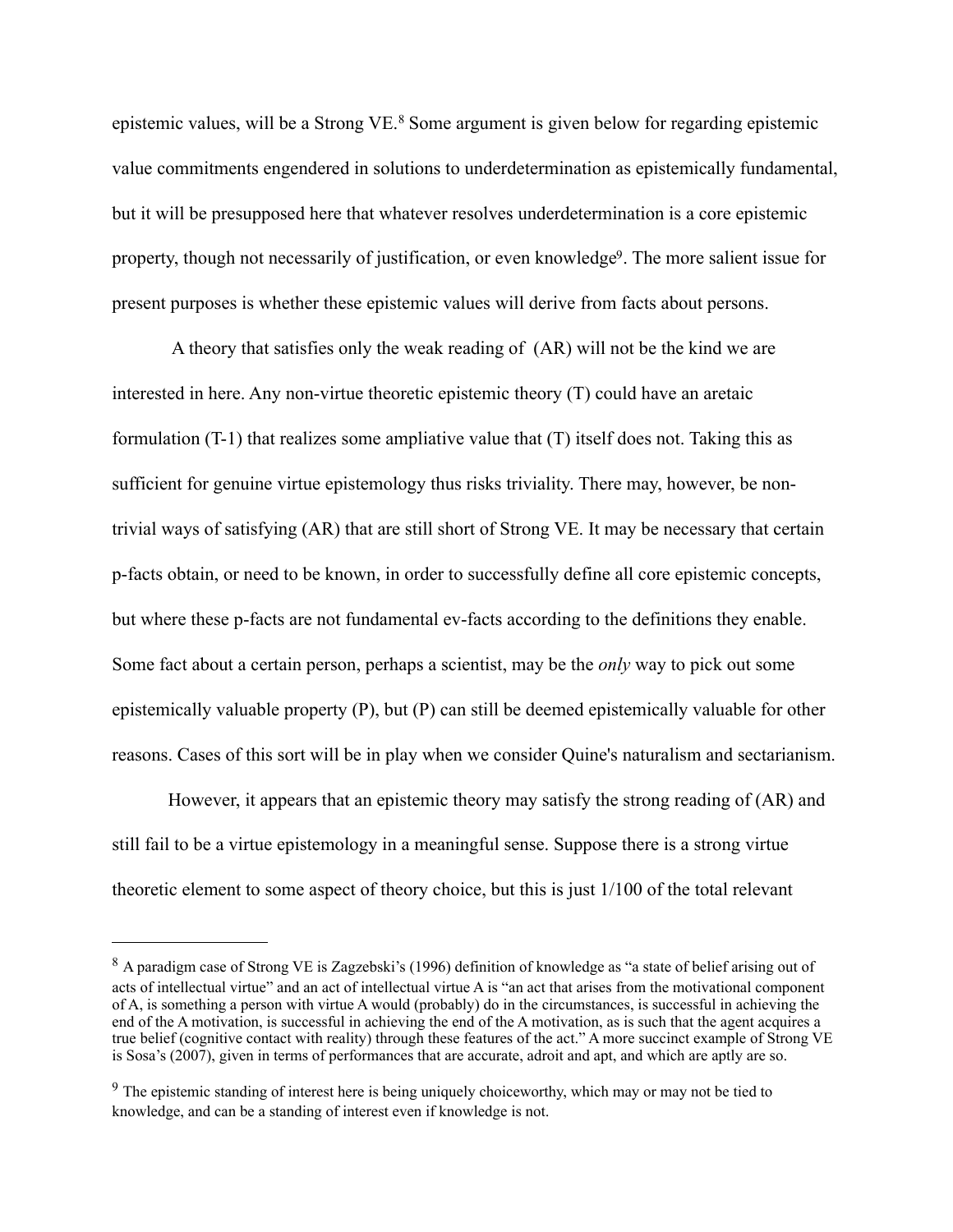epistemic values, will be a Strong VE.[8] Some argument is given below for regarding epistemic value commitments engendered in solutions to underdetermination as epistemically fundamental, but it will be presupposed here that whatever resolves underdetermination is a core epistemic property, though not necessarily of justification, or even knowledge[9]. The more salient issue for present purposes is whether these epistemic values will derive from facts about persons.

A theory that satisfies only the weak reading of (AR) will not be the kind we are interested in here. Any non-virtue theoretic epistemic theory (T) could have an aretaic formulation (T-1) that realizes some ampliative value that (T) itself does not. Taking this as sufficient for genuine virtue epistemology thus risks triviality. There may, however, be non-trivial ways of satisfying (AR) that are still short of Strong VE. It may be necessary that certain p-facts obtain, or need to be known, in order to successfully define all core epistemic concepts, but where these p-facts are not fundamental ev-facts according to the definitions they enable. Some fact about a certain person, perhaps a scientist, may be the *only* way to pick out some epistemically valuable property (P), but (P) can still be deemed epistemically valuable for other reasons. Cases of this sort will be in play when we consider Quine's naturalism and sectarianism.

However, it appears that an epistemic theory may satisfy the strong reading of (AR) and still fail to be a virtue epistemology in a meaningful sense. Suppose there is a strong virtue theoretic element to some aspect of theory choice, but this is just 1/100 of the total relevant

---

[8] A paradigm case of Strong VE is Zagzebski's (1996) definition of knowledge as "a state of belief arising out of acts of intellectual virtue" and an act of intellectual virtue A is "an act that arises from the motivational component of A, is something a person with virtue A would (probably) do in the circumstances, is successful in achieving the end of the A motivation, is successful in achieving the end of the A motivation, as is such that the agent acquires a true belief (cognitive contact with reality) through these features of the act." A more succinct example of Strong VE is Sosa's (2007), given in terms of performances that are accurate, adroit and apt, and which are aptly are so.

[9] The epistemic standing of interest here is being uniquely choiceworthy, which may or may not be tied to knowledge, and can be a standing of interest even if knowledge is not.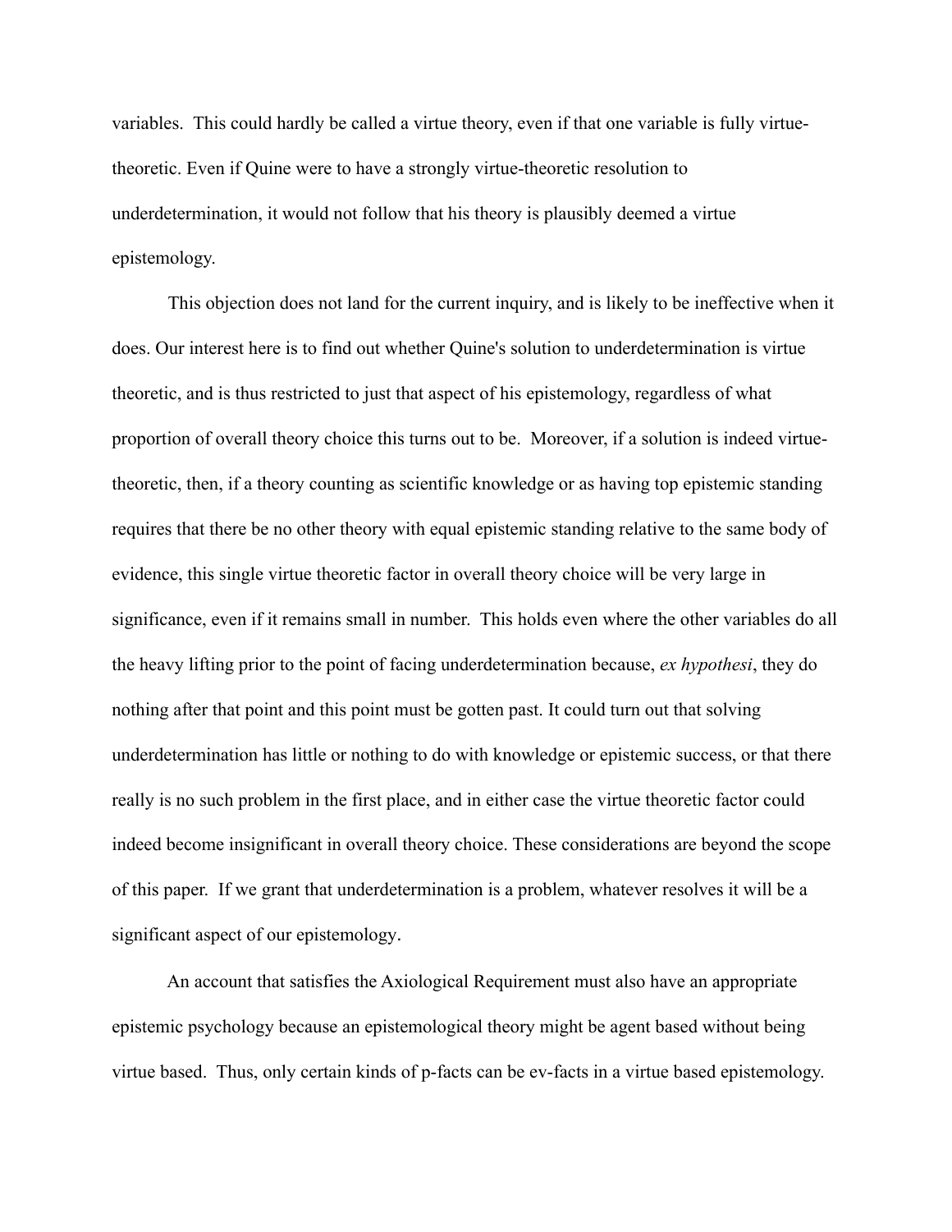variables. This could hardly be called a virtue theory, even if that one variable is fully virtue-theoretic. Even if Quine were to have a strongly virtue-theoretic resolution to underdetermination, it would not follow that his theory is plausibly deemed a virtue epistemology.

This objection does not land for the current inquiry, and is likely to be ineffective when it does. Our interest here is to find out whether Quine's solution to underdetermination is virtue theoretic, and is thus restricted to just that aspect of his epistemology, regardless of what proportion of overall theory choice this turns out to be. Moreover, if a solution is indeed virtue-theoretic, then, if a theory counting as scientific knowledge or as having top epistemic standing requires that there be no other theory with equal epistemic standing relative to the same body of evidence, this single virtue theoretic factor in overall theory choice will be very large in significance, even if it remains small in number. This holds even where the other variables do all the heavy lifting prior to the point of facing underdetermination because, *ex hypothesi*, they do nothing after that point and this point must be gotten past. It could turn out that solving underdetermination has little or nothing to do with knowledge or epistemic success, or that there really is no such problem in the first place, and in either case the virtue theoretic factor could indeed become insignificant in overall theory choice. These considerations are beyond the scope of this paper. If we grant that underdetermination is a problem, whatever resolves it will be a significant aspect of our epistemology.

An account that satisfies the Axiological Requirement must also have an appropriate epistemic psychology because an epistemological theory might be agent based without being virtue based. Thus, only certain kinds of p-facts can be ev-facts in a virtue based epistemology.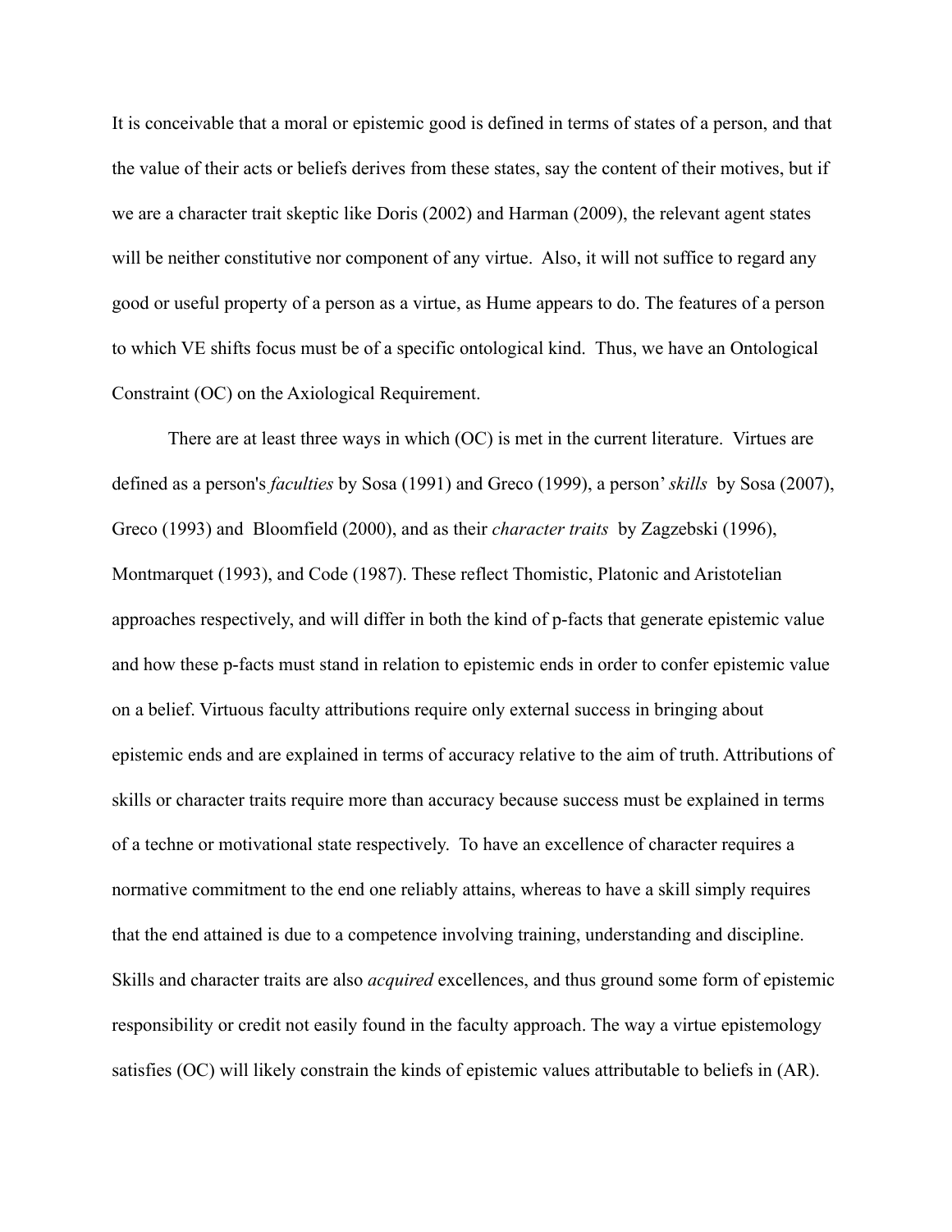It is conceivable that a moral or epistemic good is defined in terms of states of a person, and that the value of their acts or beliefs derives from these states, say the content of their motives, but if we are a character trait skeptic like Doris (2002) and Harman (2009), the relevant agent states will be neither constitutive nor component of any virtue. Also, it will not suffice to regard any good or useful property of a person as a virtue, as Hume appears to do. The features of a person to which VE shifts focus must be of a specific ontological kind. Thus, we have an Ontological Constraint (OC) on the Axiological Requirement.

There are at least three ways in which (OC) is met in the current literature. Virtues are defined as a person's *faculties* by Sosa (1991) and Greco (1999), a person' *skills* by Sosa (2007), Greco (1993) and Bloomfield (2000), and as their *character traits* by Zagzebski (1996), Montmarquet (1993), and Code (1987). These reflect Thomistic, Platonic and Aristotelian approaches respectively, and will differ in both the kind of p-facts that generate epistemic value and how these p-facts must stand in relation to epistemic ends in order to confer epistemic value on a belief. Virtuous faculty attributions require only external success in bringing about epistemic ends and are explained in terms of accuracy relative to the aim of truth. Attributions of skills or character traits require more than accuracy because success must be explained in terms of a techne or motivational state respectively. To have an excellence of character requires a normative commitment to the end one reliably attains, whereas to have a skill simply requires that the end attained is due to a competence involving training, understanding and discipline. Skills and character traits are also *acquired* excellences, and thus ground some form of epistemic responsibility or credit not easily found in the faculty approach. The way a virtue epistemology satisfies (OC) will likely constrain the kinds of epistemic values attributable to beliefs in (AR).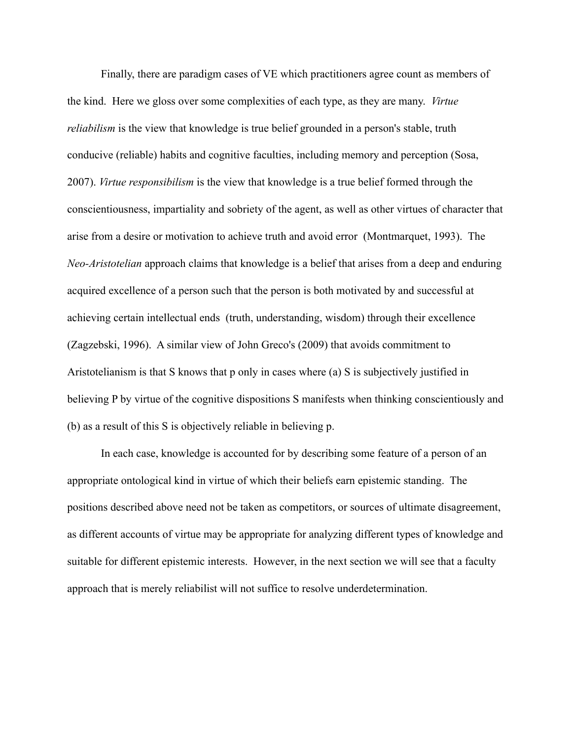Finally, there are paradigm cases of VE which practitioners agree count as members of the kind. Here we gloss over some complexities of each type, as they are many. *Virtue reliabilism* is the view that knowledge is true belief grounded in a person's stable, truth conducive (reliable) habits and cognitive faculties, including memory and perception (Sosa, 2007). *Virtue responsibilism* is the view that knowledge is a true belief formed through the conscientiousness, impartiality and sobriety of the agent, as well as other virtues of character that arise from a desire or motivation to achieve truth and avoid error (Montmarquet, 1993). The *Neo-Aristotelian* approach claims that knowledge is a belief that arises from a deep and enduring acquired excellence of a person such that the person is both motivated by and successful at achieving certain intellectual ends (truth, understanding, wisdom) through their excellence (Zagzebski, 1996). A similar view of John Greco's (2009) that avoids commitment to Aristotelianism is that S knows that p only in cases where (a) S is subjectively justified in believing P by virtue of the cognitive dispositions S manifests when thinking conscientiously and (b) as a result of this S is objectively reliable in believing p.

In each case, knowledge is accounted for by describing some feature of a person of an appropriate ontological kind in virtue of which their beliefs earn epistemic standing. The positions described above need not be taken as competitors, or sources of ultimate disagreement, as different accounts of virtue may be appropriate for analyzing different types of knowledge and suitable for different epistemic interests. However, in the next section we will see that a faculty approach that is merely reliabilist will not suffice to resolve underdetermination.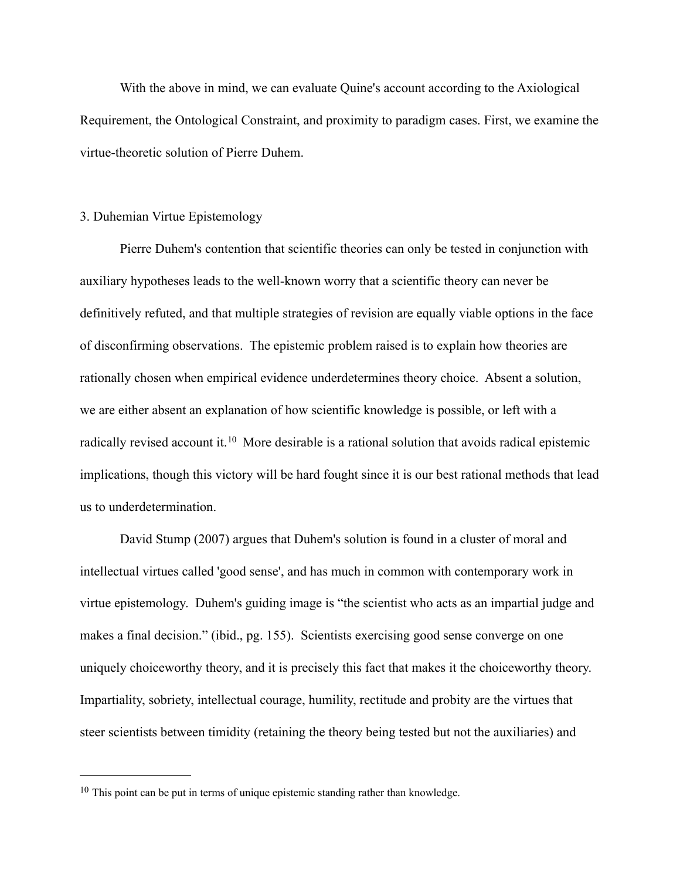With the above in mind, we can evaluate Quine's account according to the Axiological Requirement, the Ontological Constraint, and proximity to paradigm cases. First, we examine the virtue-theoretic solution of Pierre Duhem.

## 3. Duhemian Virtue Epistemology

Pierre Duhem's contention that scientific theories can only be tested in conjunction with auxiliary hypotheses leads to the well-known worry that a scientific theory can never be definitively refuted, and that multiple strategies of revision are equally viable options in the face of disconfirming observations. The epistemic problem raised is to explain how theories are rationally chosen when empirical evidence underdetermines theory choice. Absent a solution, we are either absent an explanation of how scientific knowledge is possible, or left with a radically revised account it.[10] More desirable is a rational solution that avoids radical epistemic implications, though this victory will be hard fought since it is our best rational methods that lead us to underdetermination.

David Stump (2007) argues that Duhem's solution is found in a cluster of moral and intellectual virtues called 'good sense', and has much in common with contemporary work in virtue epistemology. Duhem's guiding image is “the scientist who acts as an impartial judge and makes a final decision.” (ibid., pg. 155). Scientists exercising good sense converge on one uniquely choiceworthy theory, and it is precisely this fact that makes it the choiceworthy theory. Impartiality, sobriety, intellectual courage, humility, rectitude and probity are the virtues that steer scientists between timidity (retaining the theory being tested but not the auxiliaries) and

---

[10] This point can be put in terms of unique epistemic standing rather than knowledge.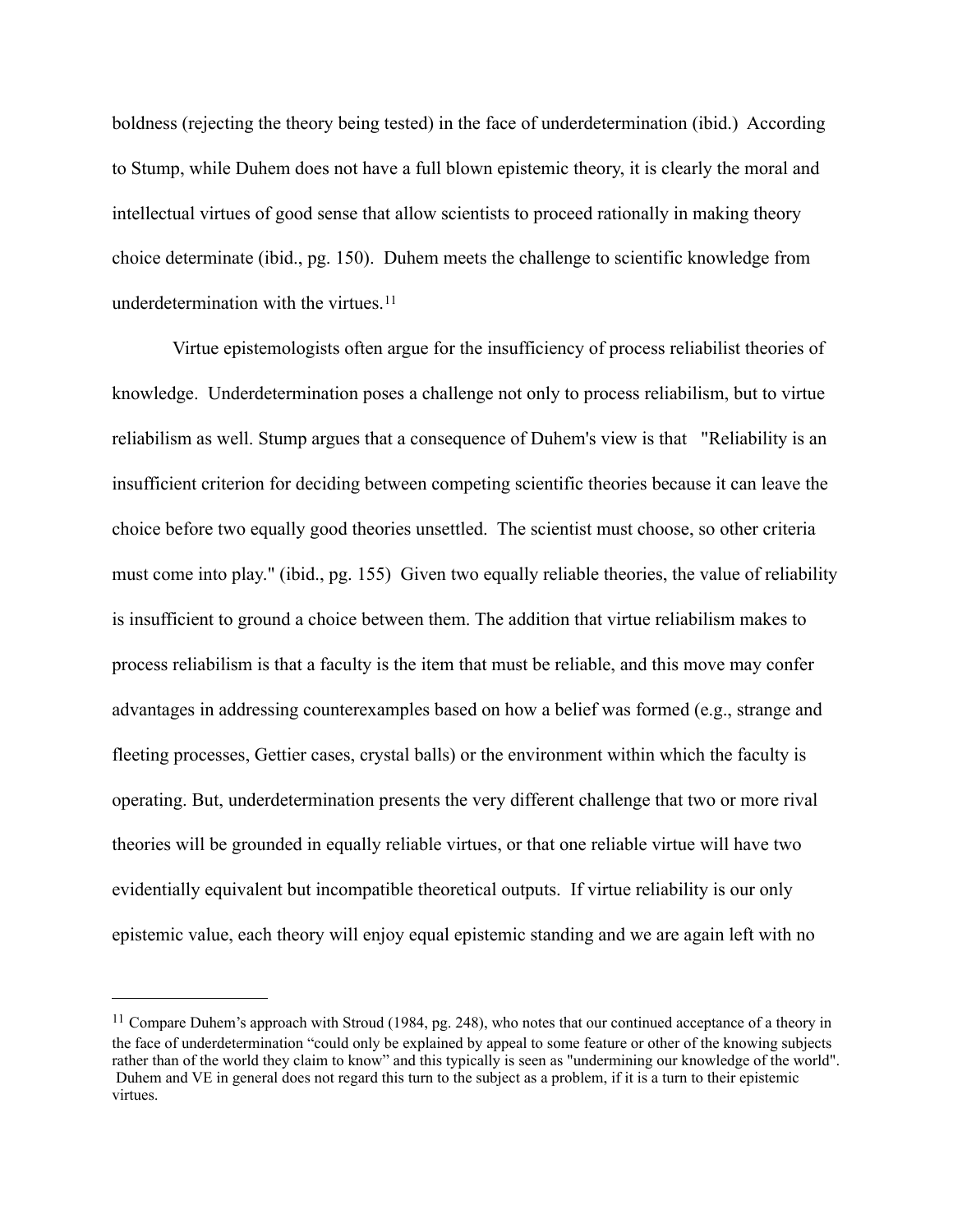boldness (rejecting the theory being tested) in the face of underdetermination (ibid.) According to Stump, while Duhem does not have a full blown epistemic theory, it is clearly the moral and intellectual virtues of good sense that allow scientists to proceed rationally in making theory choice determinate (ibid., pg. 150). Duhem meets the challenge to scientific knowledge from underdetermination with the virtues.[11]

Virtue epistemologists often argue for the insufficiency of process reliabilist theories of knowledge. Underdetermination poses a challenge not only to process reliabilism, but to virtue reliabilism as well. Stump argues that a consequence of Duhem's view is that "Reliability is an insufficient criterion for deciding between competing scientific theories because it can leave the choice before two equally good theories unsettled. The scientist must choose, so other criteria must come into play." (ibid., pg. 155) Given two equally reliable theories, the value of reliability is insufficient to ground a choice between them. The addition that virtue reliabilism makes to process reliabilism is that a faculty is the item that must be reliable, and this move may confer advantages in addressing counterexamples based on how a belief was formed (e.g., strange and fleeting processes, Gettier cases, crystal balls) or the environment within which the faculty is operating. But, underdetermination presents the very different challenge that two or more rival theories will be grounded in equally reliable virtues, or that one reliable virtue will have two evidentially equivalent but incompatible theoretical outputs. If virtue reliability is our only epistemic value, each theory will enjoy equal epistemic standing and we are again left with no

---

[11] Compare Duhem's approach with Stroud (1984, pg. 248), who notes that our continued acceptance of a theory in the face of underdetermination "could only be explained by appeal to some feature or other of the knowing subjects rather than of the world they claim to know" and this typically is seen as "undermining our knowledge of the world". Duhem and VE in general does not regard this turn to the subject as a problem, if it is a turn to their epistemic virtues.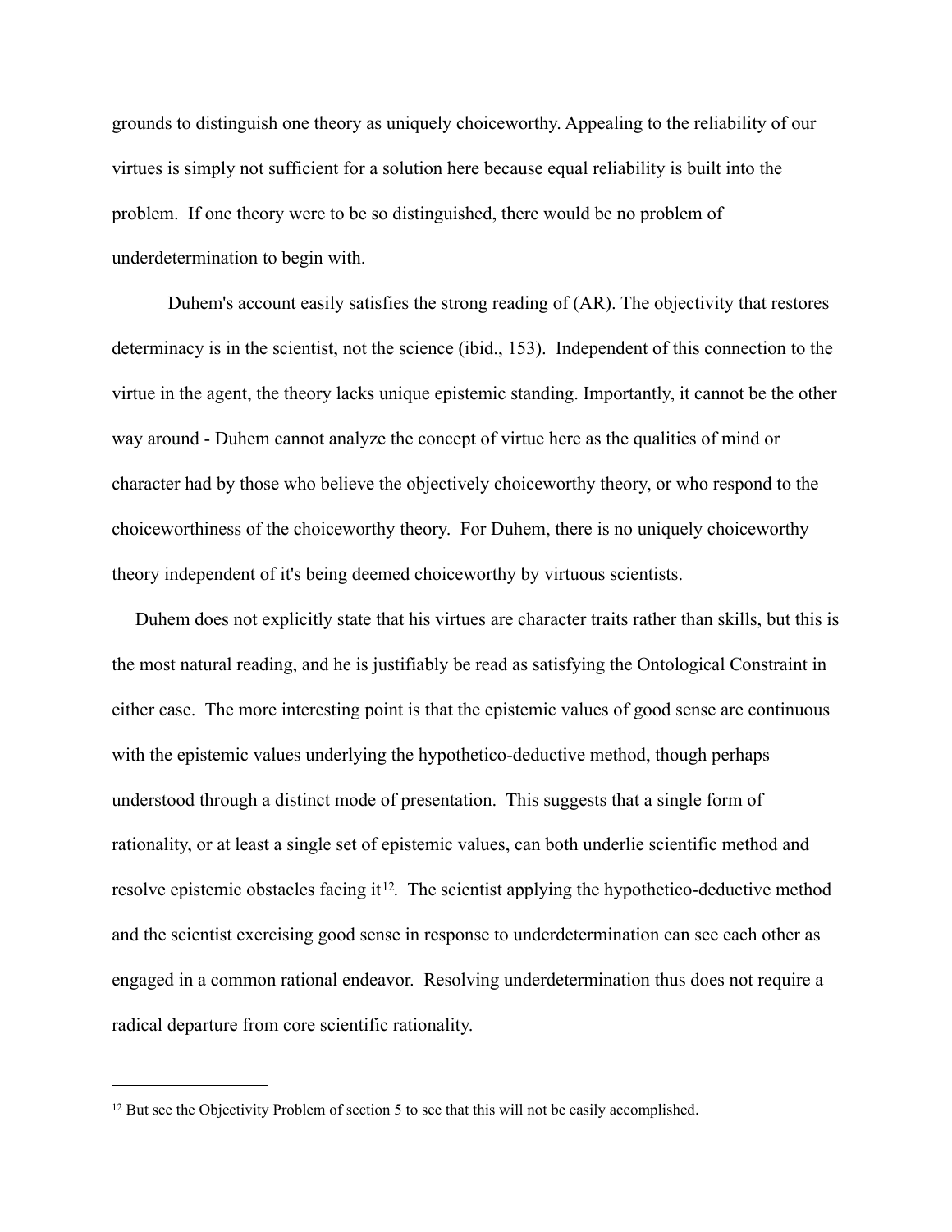grounds to distinguish one theory as uniquely choiceworthy. Appealing to the reliability of our virtues is simply not sufficient for a solution here because equal reliability is built into the problem. If one theory were to be so distinguished, there would be no problem of underdetermination to begin with.

Duhem's account easily satisfies the strong reading of (AR). The objectivity that restores determinacy is in the scientist, not the science (ibid., 153). Independent of this connection to the virtue in the agent, the theory lacks unique epistemic standing. Importantly, it cannot be the other way around - Duhem cannot analyze the concept of virtue here as the qualities of mind or character had by those who believe the objectively choiceworthy theory, or who respond to the choiceworthiness of the choiceworthy theory. For Duhem, there is no uniquely choiceworthy theory independent of it's being deemed choiceworthy by virtuous scientists.

Duhem does not explicitly state that his virtues are character traits rather than skills, but this is the most natural reading, and he is justifiably be read as satisfying the Ontological Constraint in either case. The more interesting point is that the epistemic values of good sense are continuous with the epistemic values underlying the hypothetico-deductive method, though perhaps understood through a distinct mode of presentation. This suggests that a single form of rationality, or at least a single set of epistemic values, can both underlie scientific method and resolve epistemic obstacles facing it[12]. The scientist applying the hypothetico-deductive method and the scientist exercising good sense in response to underdetermination can see each other as engaged in a common rational endeavor. Resolving underdetermination thus does not require a radical departure from core scientific rationality.

---

[12] But see the Objectivity Problem of section 5 to see that this will not be easily accomplished.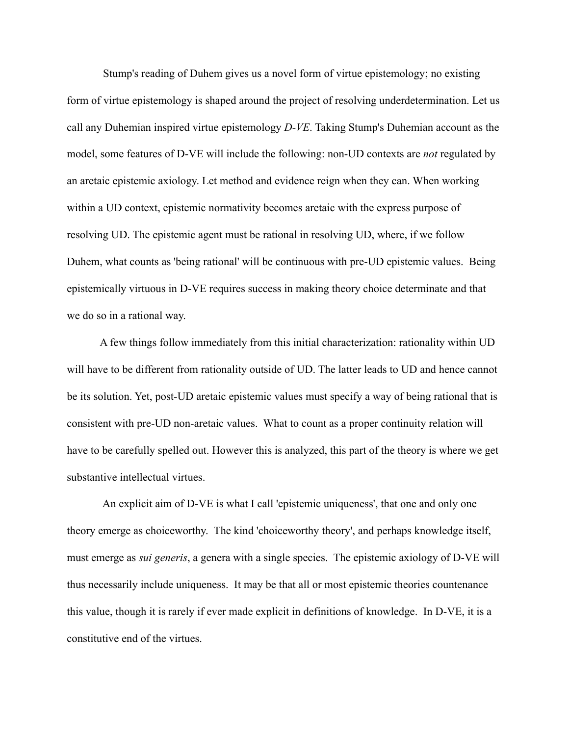Stump's reading of Duhem gives us a novel form of virtue epistemology; no existing form of virtue epistemology is shaped around the project of resolving underdetermination. Let us call any Duhemian inspired virtue epistemology *D-VE*. Taking Stump's Duhemian account as the model, some features of D-VE will include the following: non-UD contexts are *not* regulated by an aretaic epistemic axiology. Let method and evidence reign when they can. When working within a UD context, epistemic normativity becomes aretaic with the express purpose of resolving UD. The epistemic agent must be rational in resolving UD, where, if we follow Duhem, what counts as 'being rational' will be continuous with pre-UD epistemic values. Being epistemically virtuous in D-VE requires success in making theory choice determinate and that we do so in a rational way.

A few things follow immediately from this initial characterization: rationality within UD will have to be different from rationality outside of UD. The latter leads to UD and hence cannot be its solution. Yet, post-UD aretaic epistemic values must specify a way of being rational that is consistent with pre-UD non-aretaic values. What to count as a proper continuity relation will have to be carefully spelled out. However this is analyzed, this part of the theory is where we get substantive intellectual virtues.

An explicit aim of D-VE is what I call 'epistemic uniqueness', that one and only one theory emerge as choiceworthy. The kind 'choiceworthy theory', and perhaps knowledge itself, must emerge as *sui generis*, a genera with a single species. The epistemic axiology of D-VE will thus necessarily include uniqueness. It may be that all or most epistemic theories countenance this value, though it is rarely if ever made explicit in definitions of knowledge. In D-VE, it is a constitutive end of the virtues.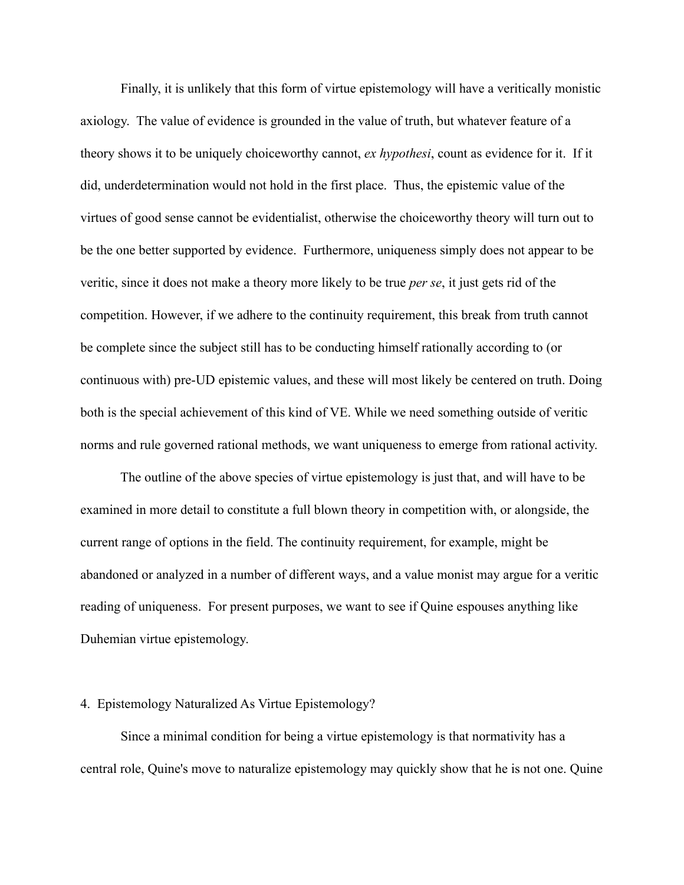Finally, it is unlikely that this form of virtue epistemology will have a veritically monistic axiology. The value of evidence is grounded in the value of truth, but whatever feature of a theory shows it to be uniquely choiceworthy cannot, *ex hypothesi*, count as evidence for it. If it did, underdetermination would not hold in the first place. Thus, the epistemic value of the virtues of good sense cannot be evidentialist, otherwise the choiceworthy theory will turn out to be the one better supported by evidence. Furthermore, uniqueness simply does not appear to be veritic, since it does not make a theory more likely to be true *per se*, it just gets rid of the competition. However, if we adhere to the continuity requirement, this break from truth cannot be complete since the subject still has to be conducting himself rationally according to (or continuous with) pre-UD epistemic values, and these will most likely be centered on truth. Doing both is the special achievement of this kind of VE. While we need something outside of veritic norms and rule governed rational methods, we want uniqueness to emerge from rational activity.

The outline of the above species of virtue epistemology is just that, and will have to be examined in more detail to constitute a full blown theory in competition with, or alongside, the current range of options in the field. The continuity requirement, for example, might be abandoned or analyzed in a number of different ways, and a value monist may argue for a veritic reading of uniqueness. For present purposes, we want to see if Quine espouses anything like Duhemian virtue epistemology.

## 4. Epistemology Naturalized As Virtue Epistemology?

Since a minimal condition for being a virtue epistemology is that normativity has a central role, Quine's move to naturalize epistemology may quickly show that he is not one. Quine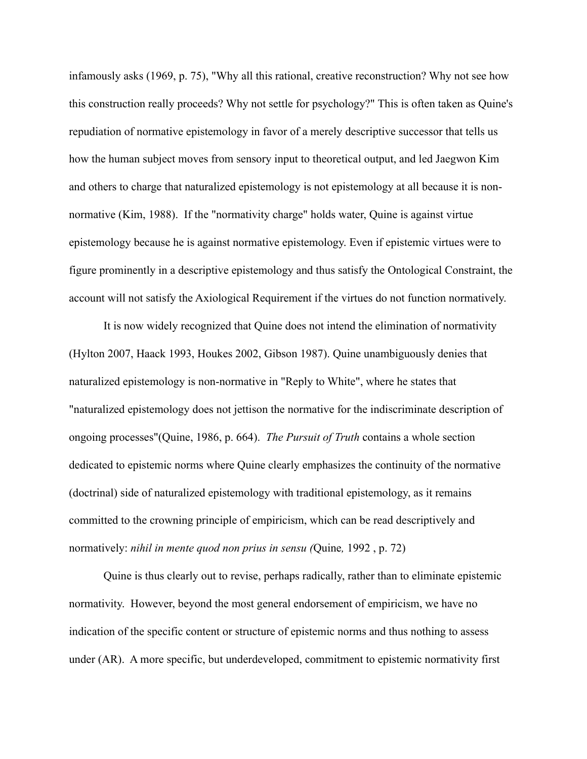infamously asks (1969, p. 75), "Why all this rational, creative reconstruction? Why not see how this construction really proceeds? Why not settle for psychology?" This is often taken as Quine's repudiation of normative epistemology in favor of a merely descriptive successor that tells us how the human subject moves from sensory input to theoretical output, and led Jaegwon Kim and others to charge that naturalized epistemology is not epistemology at all because it is non-normative (Kim, 1988). If the "normativity charge" holds water, Quine is against virtue epistemology because he is against normative epistemology. Even if epistemic virtues were to figure prominently in a descriptive epistemology and thus satisfy the Ontological Constraint, the account will not satisfy the Axiological Requirement if the virtues do not function normatively.

It is now widely recognized that Quine does not intend the elimination of normativity (Hylton 2007, Haack 1993, Houkes 2002, Gibson 1987). Quine unambiguously denies that naturalized epistemology is non-normative in "Reply to White", where he states that "naturalized epistemology does not jettison the normative for the indiscriminate description of ongoing processes"(Quine, 1986, p. 664). *The Pursuit of Truth* contains a whole section dedicated to epistemic norms where Quine clearly emphasizes the continuity of the normative (doctrinal) side of naturalized epistemology with traditional epistemology, as it remains committed to the crowning principle of empiricism, which can be read descriptively and normatively: *nihil in mente quod non prius in sensu (*Quine*,* 1992 , p. 72)

Quine is thus clearly out to revise, perhaps radically, rather than to eliminate epistemic normativity. However, beyond the most general endorsement of empiricism, we have no indication of the specific content or structure of epistemic norms and thus nothing to assess under (AR). A more specific, but underdeveloped, commitment to epistemic normativity first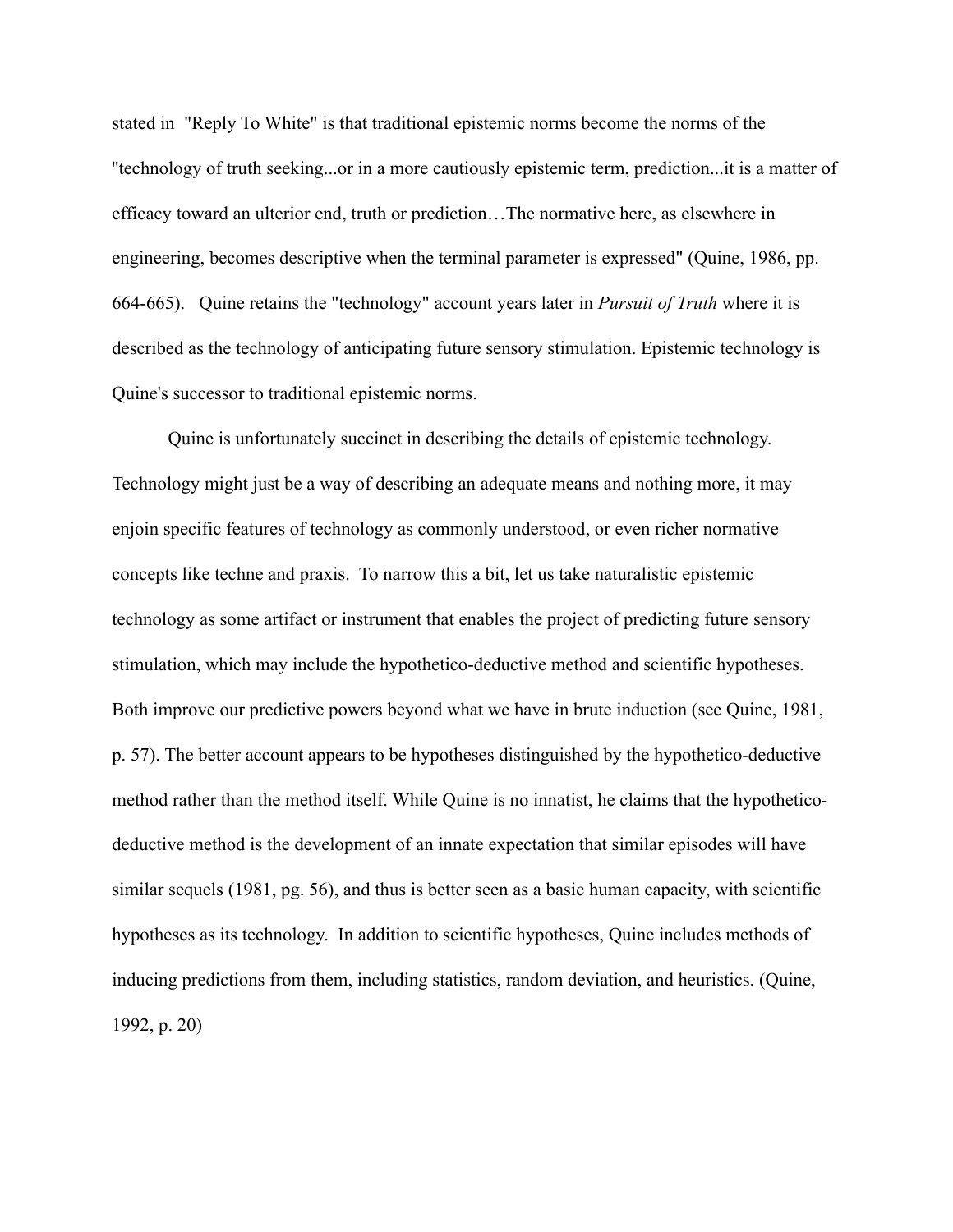stated in "Reply To White" is that traditional epistemic norms become the norms of the "technology of truth seeking...or in a more cautiously epistemic term, prediction...it is a matter of efficacy toward an ulterior end, truth or prediction…The normative here, as elsewhere in engineering, becomes descriptive when the terminal parameter is expressed" (Quine, 1986, pp. 664-665). Quine retains the "technology" account years later in *Pursuit of Truth* where it is described as the technology of anticipating future sensory stimulation. Epistemic technology is Quine's successor to traditional epistemic norms.

Quine is unfortunately succinct in describing the details of epistemic technology. Technology might just be a way of describing an adequate means and nothing more, it may enjoin specific features of technology as commonly understood, or even richer normative concepts like techne and praxis. To narrow this a bit, let us take naturalistic epistemic technology as some artifact or instrument that enables the project of predicting future sensory stimulation, which may include the hypothetico-deductive method and scientific hypotheses. Both improve our predictive powers beyond what we have in brute induction (see Quine, 1981, p. 57). The better account appears to be hypotheses distinguished by the hypothetico-deductive method rather than the method itself. While Quine is no innatist, he claims that the hypothetico-deductive method is the development of an innate expectation that similar episodes will have similar sequels (1981, pg. 56), and thus is better seen as a basic human capacity, with scientific hypotheses as its technology. In addition to scientific hypotheses, Quine includes methods of inducing predictions from them, including statistics, random deviation, and heuristics. (Quine, 1992, p. 20)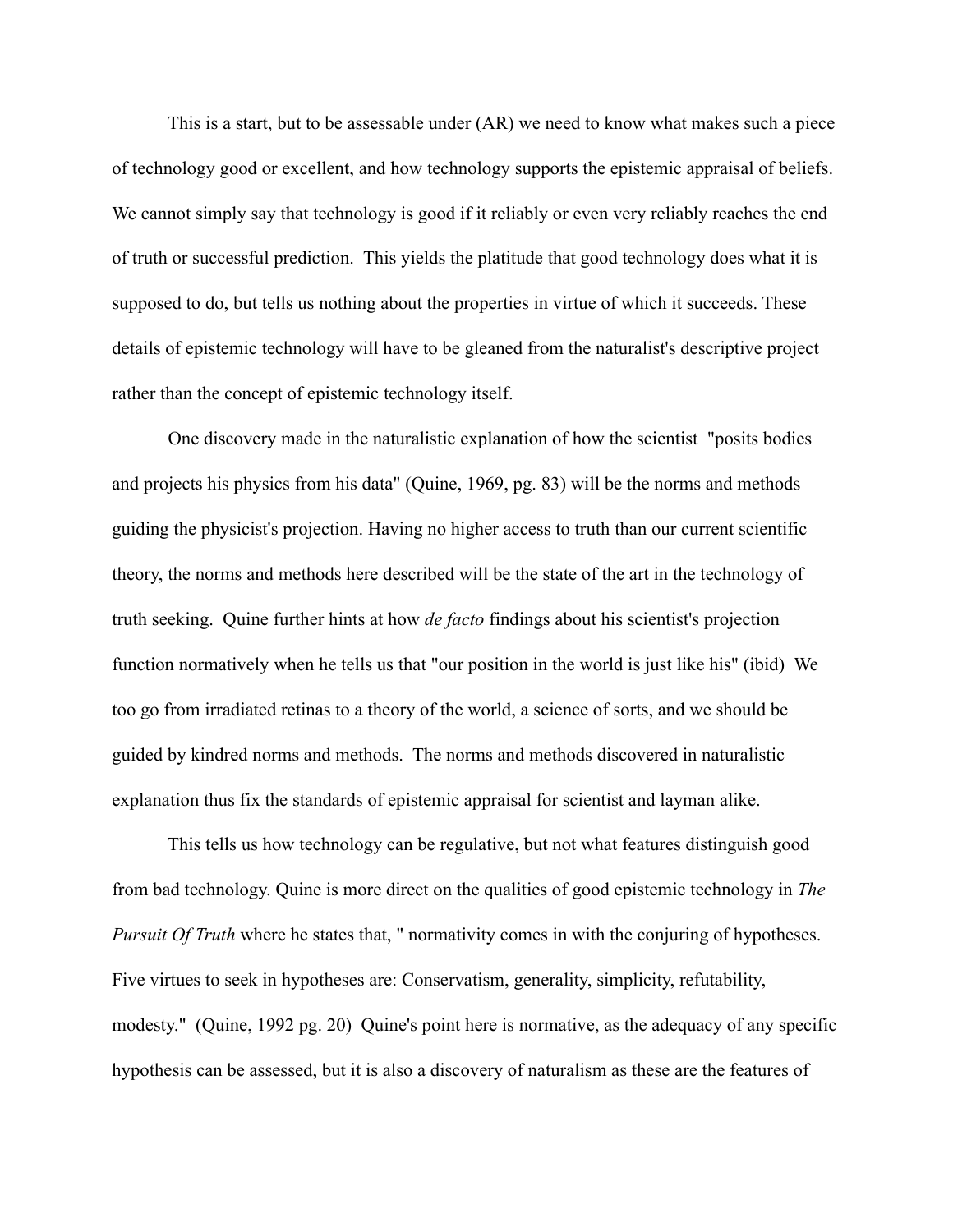This is a start, but to be assessable under (AR) we need to know what makes such a piece of technology good or excellent, and how technology supports the epistemic appraisal of beliefs. We cannot simply say that technology is good if it reliably or even very reliably reaches the end of truth or successful prediction. This yields the platitude that good technology does what it is supposed to do, but tells us nothing about the properties in virtue of which it succeeds. These details of epistemic technology will have to be gleaned from the naturalist's descriptive project rather than the concept of epistemic technology itself.

One discovery made in the naturalistic explanation of how the scientist "posits bodies and projects his physics from his data" (Quine, 1969, pg. 83) will be the norms and methods guiding the physicist's projection. Having no higher access to truth than our current scientific theory, the norms and methods here described will be the state of the art in the technology of truth seeking. Quine further hints at how *de facto* findings about his scientist's projection function normatively when he tells us that "our position in the world is just like his" (ibid) We too go from irradiated retinas to a theory of the world, a science of sorts, and we should be guided by kindred norms and methods. The norms and methods discovered in naturalistic explanation thus fix the standards of epistemic appraisal for scientist and layman alike.

This tells us how technology can be regulative, but not what features distinguish good from bad technology. Quine is more direct on the qualities of good epistemic technology in *The Pursuit Of Truth* where he states that, " normativity comes in with the conjuring of hypotheses. Five virtues to seek in hypotheses are: Conservatism, generality, simplicity, refutability, modesty." (Quine, 1992 pg. 20) Quine's point here is normative, as the adequacy of any specific hypothesis can be assessed, but it is also a discovery of naturalism as these are the features of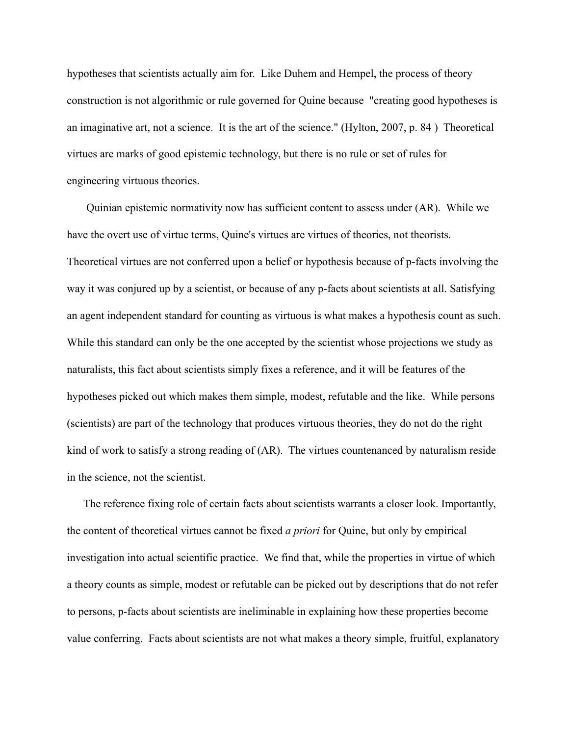hypotheses that scientists actually aim for. Like Duhem and Hempel, the process of theory construction is not algorithmic or rule governed for Quine because "creating good hypotheses is an imaginative art, not a science. It is the art of the science." (Hylton, 2007, p. 84 ) Theoretical virtues are marks of good epistemic technology, but there is no rule or set of rules for engineering virtuous theories.

Quinian epistemic normativity now has sufficient content to assess under (AR). While we have the overt use of virtue terms, Quine's virtues are virtues of theories, not theorists. Theoretical virtues are not conferred upon a belief or hypothesis because of p-facts involving the way it was conjured up by a scientist, or because of any p-facts about scientists at all. Satisfying an agent independent standard for counting as virtuous is what makes a hypothesis count as such. While this standard can only be the one accepted by the scientist whose projections we study as naturalists, this fact about scientists simply fixes a reference, and it will be features of the hypotheses picked out which makes them simple, modest, refutable and the like. While persons (scientists) are part of the technology that produces virtuous theories, they do not do the right kind of work to satisfy a strong reading of (AR). The virtues countenanced by naturalism reside in the science, not the scientist.

The reference fixing role of certain facts about scientists warrants a closer look. Importantly, the content of theoretical virtues cannot be fixed *a priori* for Quine, but only by empirical investigation into actual scientific practice. We find that, while the properties in virtue of which a theory counts as simple, modest or refutable can be picked out by descriptions that do not refer to persons, p-facts about scientists are ineliminable in explaining how these properties become value conferring. Facts about scientists are not what makes a theory simple, fruitful, explanatory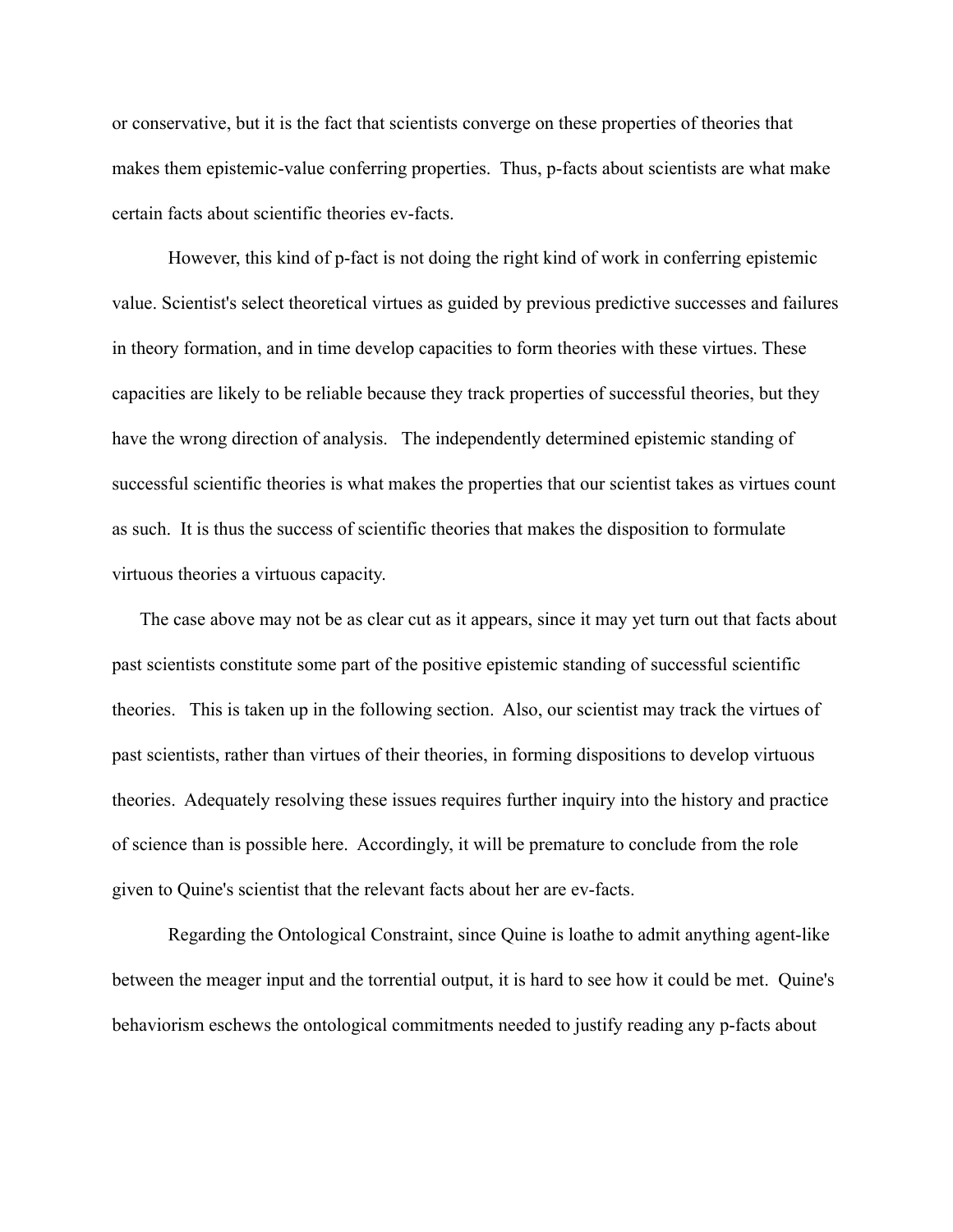or conservative, but it is the fact that scientists converge on these properties of theories that makes them epistemic-value conferring properties. Thus, p-facts about scientists are what make certain facts about scientific theories ev-facts.

However, this kind of p-fact is not doing the right kind of work in conferring epistemic value. Scientist's select theoretical virtues as guided by previous predictive successes and failures in theory formation, and in time develop capacities to form theories with these virtues. These capacities are likely to be reliable because they track properties of successful theories, but they have the wrong direction of analysis. The independently determined epistemic standing of successful scientific theories is what makes the properties that our scientist takes as virtues count as such. It is thus the success of scientific theories that makes the disposition to formulate virtuous theories a virtuous capacity.

The case above may not be as clear cut as it appears, since it may yet turn out that facts about past scientists constitute some part of the positive epistemic standing of successful scientific theories. This is taken up in the following section. Also, our scientist may track the virtues of past scientists, rather than virtues of their theories, in forming dispositions to develop virtuous theories. Adequately resolving these issues requires further inquiry into the history and practice of science than is possible here. Accordingly, it will be premature to conclude from the role given to Quine's scientist that the relevant facts about her are ev-facts.

Regarding the Ontological Constraint, since Quine is loathe to admit anything agent-like between the meager input and the torrential output, it is hard to see how it could be met. Quine's behaviorism eschews the ontological commitments needed to justify reading any p-facts about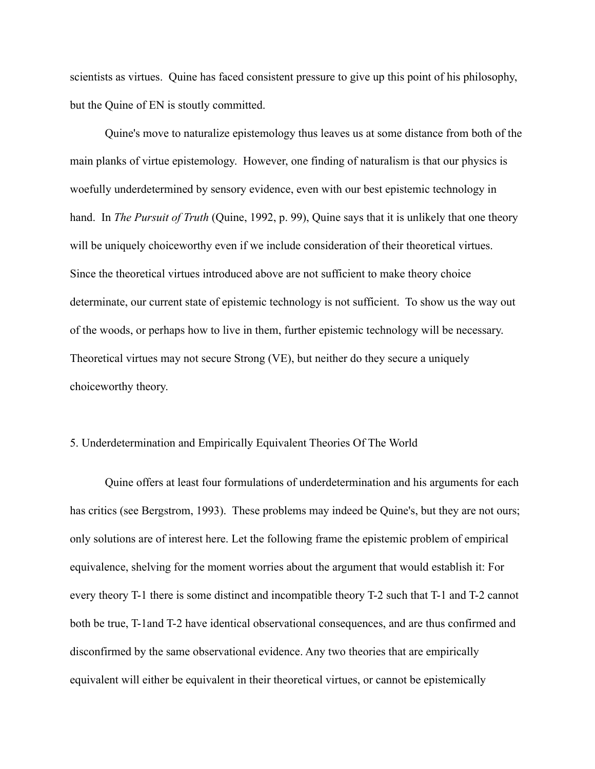scientists as virtues. Quine has faced consistent pressure to give up this point of his philosophy, but the Quine of EN is stoutly committed.

Quine's move to naturalize epistemology thus leaves us at some distance from both of the main planks of virtue epistemology. However, one finding of naturalism is that our physics is woefully underdetermined by sensory evidence, even with our best epistemic technology in hand. In *The Pursuit of Truth* (Quine, 1992, p. 99), Quine says that it is unlikely that one theory will be uniquely choiceworthy even if we include consideration of their theoretical virtues. Since the theoretical virtues introduced above are not sufficient to make theory choice determinate, our current state of epistemic technology is not sufficient. To show us the way out of the woods, or perhaps how to live in them, further epistemic technology will be necessary. Theoretical virtues may not secure Strong (VE), but neither do they secure a uniquely choiceworthy theory.

## 5. Underdetermination and Empirically Equivalent Theories Of The World

Quine offers at least four formulations of underdetermination and his arguments for each has critics (see Bergstrom, 1993). These problems may indeed be Quine's, but they are not ours; only solutions are of interest here. Let the following frame the epistemic problem of empirical equivalence, shelving for the moment worries about the argument that would establish it: For every theory T-1 there is some distinct and incompatible theory T-2 such that T-1 and T-2 cannot both be true, T-1and T-2 have identical observational consequences, and are thus confirmed and disconfirmed by the same observational evidence. Any two theories that are empirically equivalent will either be equivalent in their theoretical virtues, or cannot be epistemically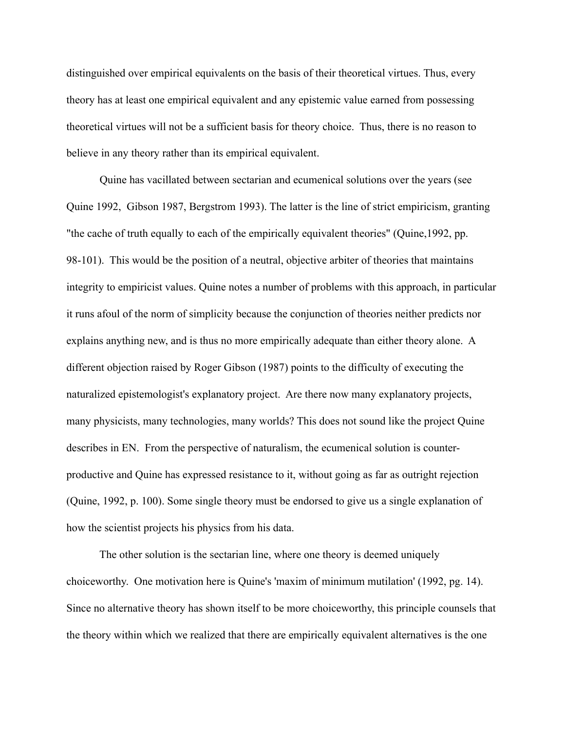distinguished over empirical equivalents on the basis of their theoretical virtues. Thus, every theory has at least one empirical equivalent and any epistemic value earned from possessing theoretical virtues will not be a sufficient basis for theory choice. Thus, there is no reason to believe in any theory rather than its empirical equivalent.

Quine has vacillated between sectarian and ecumenical solutions over the years (see Quine 1992, Gibson 1987, Bergstrom 1993). The latter is the line of strict empiricism, granting "the cache of truth equally to each of the empirically equivalent theories" (Quine,1992, pp. 98-101). This would be the position of a neutral, objective arbiter of theories that maintains integrity to empiricist values. Quine notes a number of problems with this approach, in particular it runs afoul of the norm of simplicity because the conjunction of theories neither predicts nor explains anything new, and is thus no more empirically adequate than either theory alone. A different objection raised by Roger Gibson (1987) points to the difficulty of executing the naturalized epistemologist's explanatory project. Are there now many explanatory projects, many physicists, many technologies, many worlds? This does not sound like the project Quine describes in EN. From the perspective of naturalism, the ecumenical solution is counter-productive and Quine has expressed resistance to it, without going as far as outright rejection (Quine, 1992, p. 100). Some single theory must be endorsed to give us a single explanation of how the scientist projects his physics from his data.

The other solution is the sectarian line, where one theory is deemed uniquely choiceworthy. One motivation here is Quine's 'maxim of minimum mutilation' (1992, pg. 14). Since no alternative theory has shown itself to be more choiceworthy, this principle counsels that the theory within which we realized that there are empirically equivalent alternatives is the one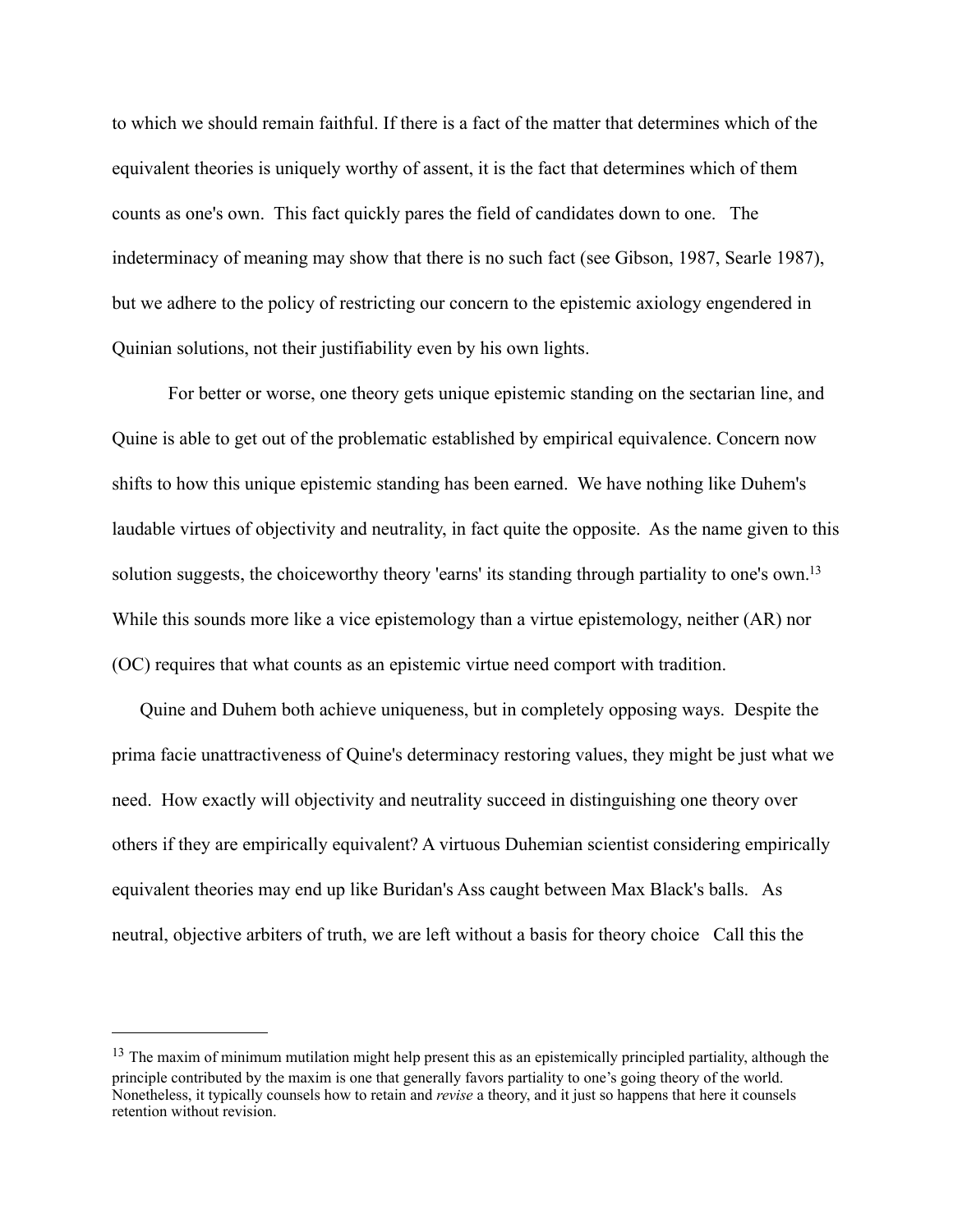to which we should remain faithful. If there is a fact of the matter that determines which of the equivalent theories is uniquely worthy of assent, it is the fact that determines which of them counts as one's own. This fact quickly pares the field of candidates down to one. The indeterminacy of meaning may show that there is no such fact (see Gibson, 1987, Searle 1987), but we adhere to the policy of restricting our concern to the epistemic axiology engendered in Quinian solutions, not their justifiability even by his own lights.

For better or worse, one theory gets unique epistemic standing on the sectarian line, and Quine is able to get out of the problematic established by empirical equivalence. Concern now shifts to how this unique epistemic standing has been earned. We have nothing like Duhem's laudable virtues of objectivity and neutrality, in fact quite the opposite. As the name given to this solution suggests, the choiceworthy theory 'earns' its standing through partiality to one's own.[13] While this sounds more like a vice epistemology than a virtue epistemology, neither (AR) nor (OC) requires that what counts as an epistemic virtue need comport with tradition.

Quine and Duhem both achieve uniqueness, but in completely opposing ways. Despite the prima facie unattractiveness of Quine's determinacy restoring values, they might be just what we need. How exactly will objectivity and neutrality succeed in distinguishing one theory over others if they are empirically equivalent? A virtuous Duhemian scientist considering empirically equivalent theories may end up like Buridan's Ass caught between Max Black's balls. As neutral, objective arbiters of truth, we are left without a basis for theory choice Call this the

---

[13] The maxim of minimum mutilation might help present this as an epistemically principled partiality, although the principle contributed by the maxim is one that generally favors partiality to one's going theory of the world. Nonetheless, it typically counsels how to retain and *revise* a theory, and it just so happens that here it counsels retention without revision.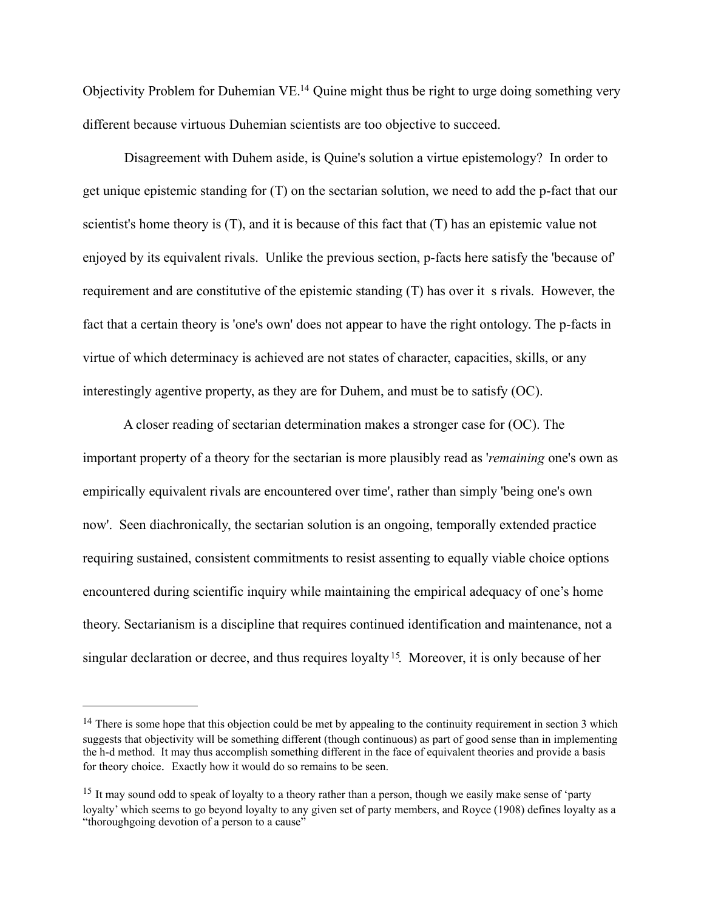Objectivity Problem for Duhemian VE.[14] Quine might thus be right to urge doing something very different because virtuous Duhemian scientists are too objective to succeed.

Disagreement with Duhem aside, is Quine's solution a virtue epistemology? In order to get unique epistemic standing for (T) on the sectarian solution, we need to add the p-fact that our scientist's home theory is (T), and it is because of this fact that (T) has an epistemic value not enjoyed by its equivalent rivals. Unlike the previous section, p-facts here satisfy the 'because of' requirement and are constitutive of the epistemic standing (T) has over it s rivals. However, the fact that a certain theory is 'one's own' does not appear to have the right ontology. The p-facts in virtue of which determinacy is achieved are not states of character, capacities, skills, or any interestingly agentive property, as they are for Duhem, and must be to satisfy (OC).

A closer reading of sectarian determination makes a stronger case for (OC). The important property of a theory for the sectarian is more plausibly read as '*remaining* one's own as empirically equivalent rivals are encountered over time', rather than simply 'being one's own now'. Seen diachronically, the sectarian solution is an ongoing, temporally extended practice requiring sustained, consistent commitments to resist assenting to equally viable choice options encountered during scientific inquiry while maintaining the empirical adequacy of one's home theory. Sectarianism is a discipline that requires continued identification and maintenance, not a singular declaration or decree, and thus requires loyalty[15]. Moreover, it is only because of her

---

[14] There is some hope that this objection could be met by appealing to the continuity requirement in section 3 which suggests that objectivity will be something different (though continuous) as part of good sense than in implementing the h-d method. It may thus accomplish something different in the face of equivalent theories and provide a basis for theory choice. Exactly how it would do so remains to be seen.

[15] It may sound odd to speak of loyalty to a theory rather than a person, though we easily make sense of 'party loyalty' which seems to go beyond loyalty to any given set of party members, and Royce (1908) defines loyalty as a "thoroughgoing devotion of a person to a cause"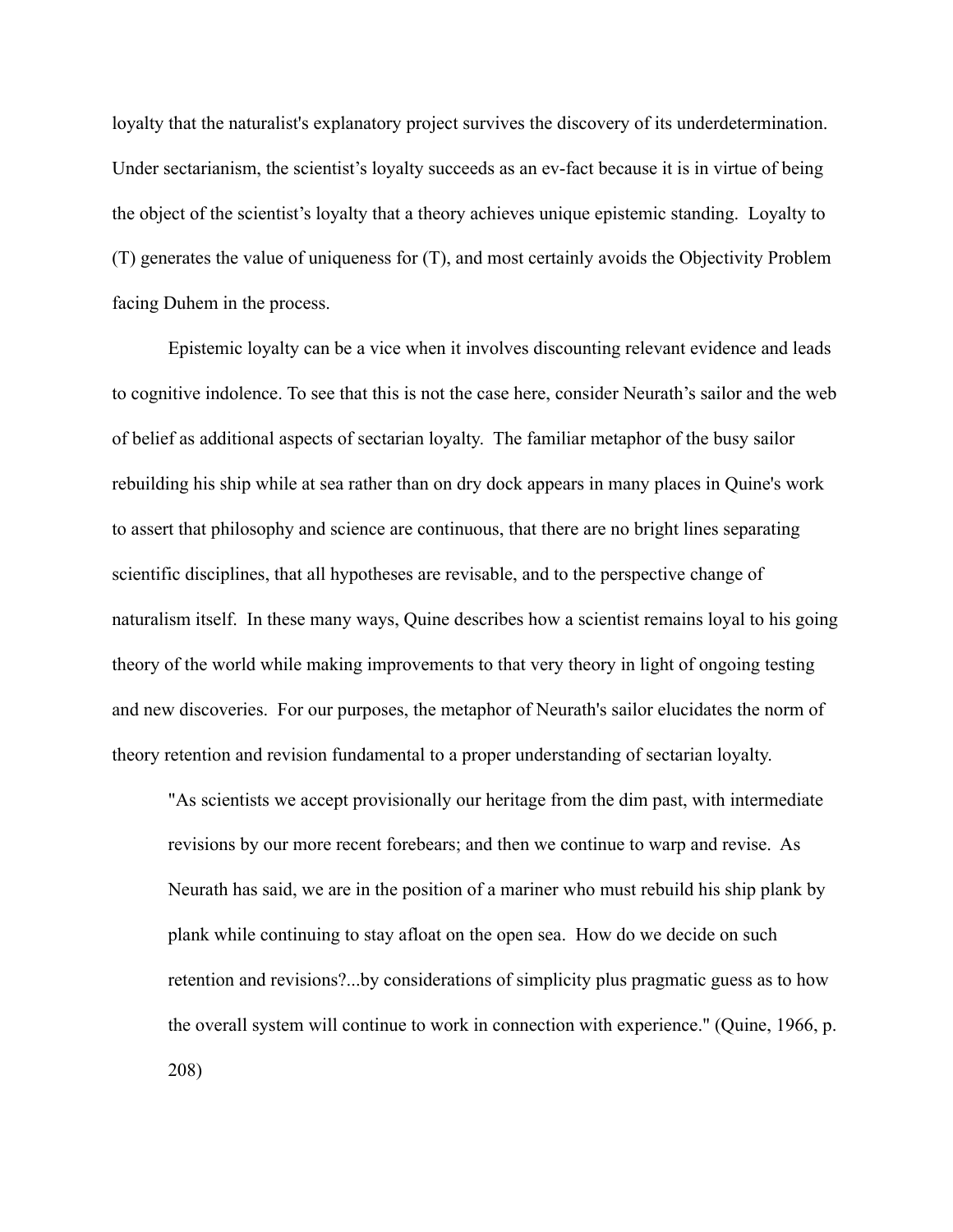loyalty that the naturalist's explanatory project survives the discovery of its underdetermination. Under sectarianism, the scientist's loyalty succeeds as an ev-fact because it is in virtue of being the object of the scientist's loyalty that a theory achieves unique epistemic standing. Loyalty to (T) generates the value of uniqueness for (T), and most certainly avoids the Objectivity Problem facing Duhem in the process.

Epistemic loyalty can be a vice when it involves discounting relevant evidence and leads to cognitive indolence. To see that this is not the case here, consider Neurath's sailor and the web of belief as additional aspects of sectarian loyalty. The familiar metaphor of the busy sailor rebuilding his ship while at sea rather than on dry dock appears in many places in Quine's work to assert that philosophy and science are continuous, that there are no bright lines separating scientific disciplines, that all hypotheses are revisable, and to the perspective change of naturalism itself. In these many ways, Quine describes how a scientist remains loyal to his going theory of the world while making improvements to that very theory in light of ongoing testing and new discoveries. For our purposes, the metaphor of Neurath's sailor elucidates the norm of theory retention and revision fundamental to a proper understanding of sectarian loyalty.

> "As scientists we accept provisionally our heritage from the dim past, with intermediate revisions by our more recent forebears; and then we continue to warp and revise. As Neurath has said, we are in the position of a mariner who must rebuild his ship plank by plank while continuing to stay afloat on the open sea. How do we decide on such retention and revisions?...by considerations of simplicity plus pragmatic guess as to how the overall system will continue to work in connection with experience." (Quine, 1966, p. 208)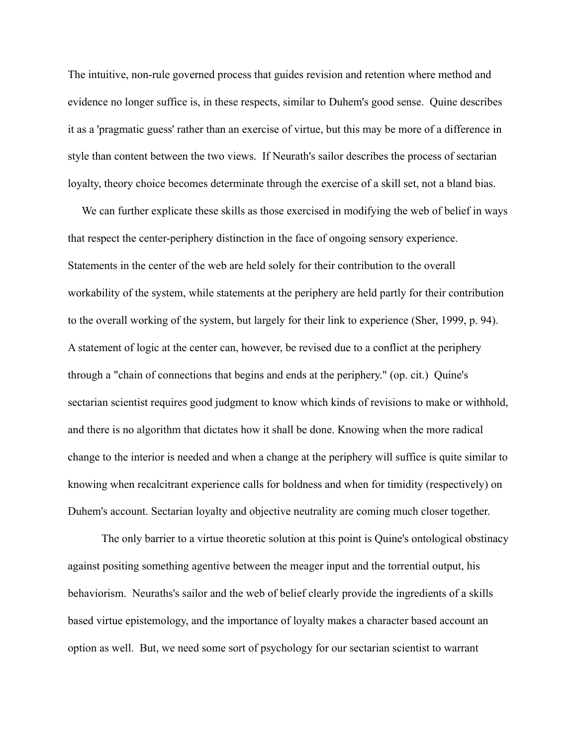The intuitive, non-rule governed process that guides revision and retention where method and evidence no longer suffice is, in these respects, similar to Duhem's good sense. Quine describes it as a 'pragmatic guess' rather than an exercise of virtue, but this may be more of a difference in style than content between the two views. If Neurath's sailor describes the process of sectarian loyalty, theory choice becomes determinate through the exercise of a skill set, not a bland bias.

We can further explicate these skills as those exercised in modifying the web of belief in ways that respect the center-periphery distinction in the face of ongoing sensory experience. Statements in the center of the web are held solely for their contribution to the overall workability of the system, while statements at the periphery are held partly for their contribution to the overall working of the system, but largely for their link to experience (Sher, 1999, p. 94). A statement of logic at the center can, however, be revised due to a conflict at the periphery through a "chain of connections that begins and ends at the periphery." (op. cit.) Quine's sectarian scientist requires good judgment to know which kinds of revisions to make or withhold, and there is no algorithm that dictates how it shall be done. Knowing when the more radical change to the interior is needed and when a change at the periphery will suffice is quite similar to knowing when recalcitrant experience calls for boldness and when for timidity (respectively) on Duhem's account. Sectarian loyalty and objective neutrality are coming much closer together.

The only barrier to a virtue theoretic solution at this point is Quine's ontological obstinacy against positing something agentive between the meager input and the torrential output, his behaviorism. Neuraths's sailor and the web of belief clearly provide the ingredients of a skills based virtue epistemology, and the importance of loyalty makes a character based account an option as well. But, we need some sort of psychology for our sectarian scientist to warrant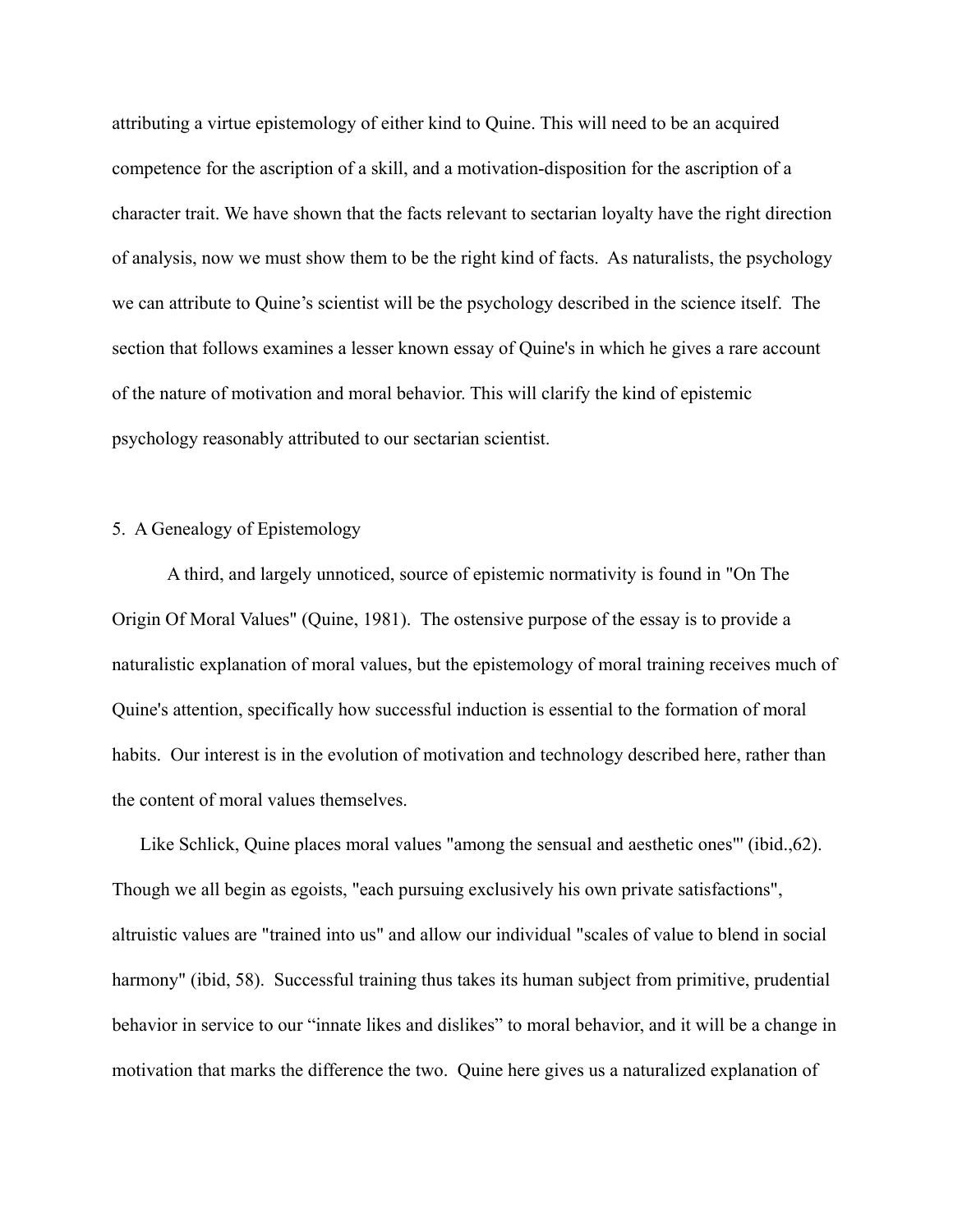attributing a virtue epistemology of either kind to Quine. This will need to be an acquired competence for the ascription of a skill, and a motivation-disposition for the ascription of a character trait. We have shown that the facts relevant to sectarian loyalty have the right direction of analysis, now we must show them to be the right kind of facts. As naturalists, the psychology we can attribute to Quine's scientist will be the psychology described in the science itself. The section that follows examines a lesser known essay of Quine's in which he gives a rare account of the nature of motivation and moral behavior. This will clarify the kind of epistemic psychology reasonably attributed to our sectarian scientist.

## 5. A Genealogy of Epistemology

A third, and largely unnoticed, source of epistemic normativity is found in "On The Origin Of Moral Values" (Quine, 1981). The ostensive purpose of the essay is to provide a naturalistic explanation of moral values, but the epistemology of moral training receives much of Quine's attention, specifically how successful induction is essential to the formation of moral habits. Our interest is in the evolution of motivation and technology described here, rather than the content of moral values themselves.

Like Schlick, Quine places moral values "among the sensual and aesthetic ones"' (ibid.,62). Though we all begin as egoists, "each pursuing exclusively his own private satisfactions", altruistic values are "trained into us" and allow our individual "scales of value to blend in social harmony" (ibid, 58). Successful training thus takes its human subject from primitive, prudential behavior in service to our "innate likes and dislikes" to moral behavior, and it will be a change in motivation that marks the difference the two. Quine here gives us a naturalized explanation of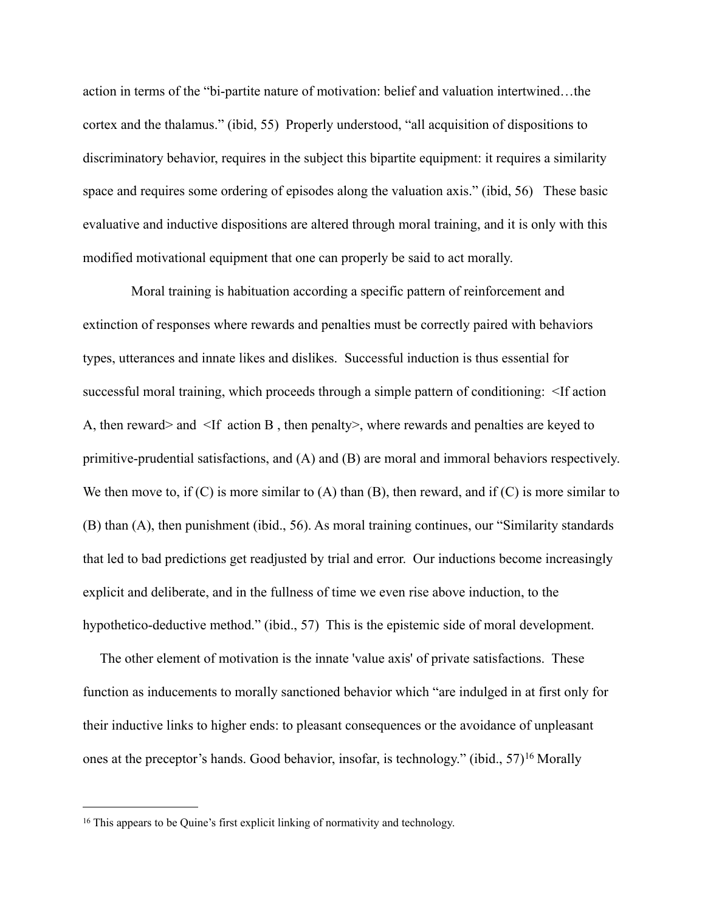action in terms of the "bi-partite nature of motivation: belief and valuation intertwined…the cortex and the thalamus." (ibid, 55) Properly understood, "all acquisition of dispositions to discriminatory behavior, requires in the subject this bipartite equipment: it requires a similarity space and requires some ordering of episodes along the valuation axis." (ibid, 56) These basic evaluative and inductive dispositions are altered through moral training, and it is only with this modified motivational equipment that one can properly be said to act morally.

Moral training is habituation according a specific pattern of reinforcement and extinction of responses where rewards and penalties must be correctly paired with behaviors types, utterances and innate likes and dislikes. Successful induction is thus essential for successful moral training, which proceeds through a simple pattern of conditioning: <If action A, then reward> and <If action B , then penalty>, where rewards and penalties are keyed to primitive-prudential satisfactions, and (A) and (B) are moral and immoral behaviors respectively. We then move to, if (C) is more similar to (A) than (B), then reward, and if (C) is more similar to (B) than (A), then punishment (ibid., 56). As moral training continues, our "Similarity standards that led to bad predictions get readjusted by trial and error. Our inductions become increasingly explicit and deliberate, and in the fullness of time we even rise above induction, to the hypothetico-deductive method." (ibid., 57) This is the epistemic side of moral development.

The other element of motivation is the innate 'value axis' of private satisfactions. These function as inducements to morally sanctioned behavior which "are indulged in at first only for their inductive links to higher ends: to pleasant consequences or the avoidance of unpleasant ones at the preceptor's hands. Good behavior, insofar, is technology." (ibid., 57)[16] Morally

[16] This appears to be Quine's first explicit linking of normativity and technology.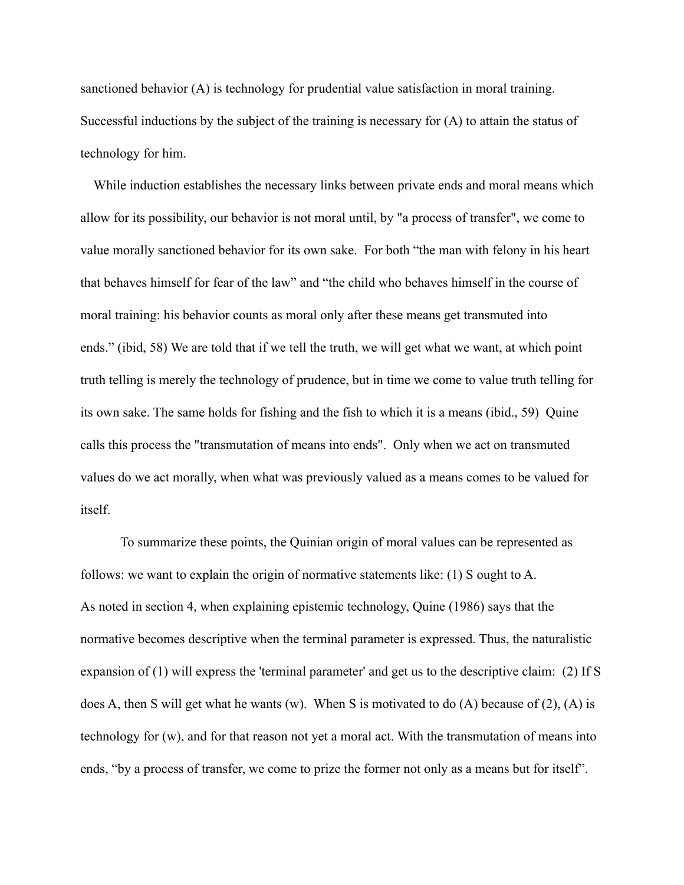sanctioned behavior (A) is technology for prudential value satisfaction in moral training. Successful inductions by the subject of the training is necessary for (A) to attain the status of technology for him.

While induction establishes the necessary links between private ends and moral means which allow for its possibility, our behavior is not moral until, by "a process of transfer", we come to value morally sanctioned behavior for its own sake. For both “the man with felony in his heart that behaves himself for fear of the law” and “the child who behaves himself in the course of moral training: his behavior counts as moral only after these means get transmuted into ends.” (ibid, 58) We are told that if we tell the truth, we will get what we want, at which point truth telling is merely the technology of prudence, but in time we come to value truth telling for its own sake. The same holds for fishing and the fish to which it is a means (ibid., 59) Quine calls this process the "transmutation of means into ends". Only when we act on transmuted values do we act morally, when what was previously valued as a means comes to be valued for itself.

To summarize these points, the Quinian origin of moral values can be represented as follows: we want to explain the origin of normative statements like: (1) S ought to A. As noted in section 4, when explaining epistemic technology, Quine (1986) says that the normative becomes descriptive when the terminal parameter is expressed. Thus, the naturalistic expansion of (1) will express the 'terminal parameter' and get us to the descriptive claim: (2) If S does A, then S will get what he wants (w). When S is motivated to do (A) because of (2), (A) is technology for (w), and for that reason not yet a moral act. With the transmutation of means into ends, “by a process of transfer, we come to prize the former not only as a means but for itself”.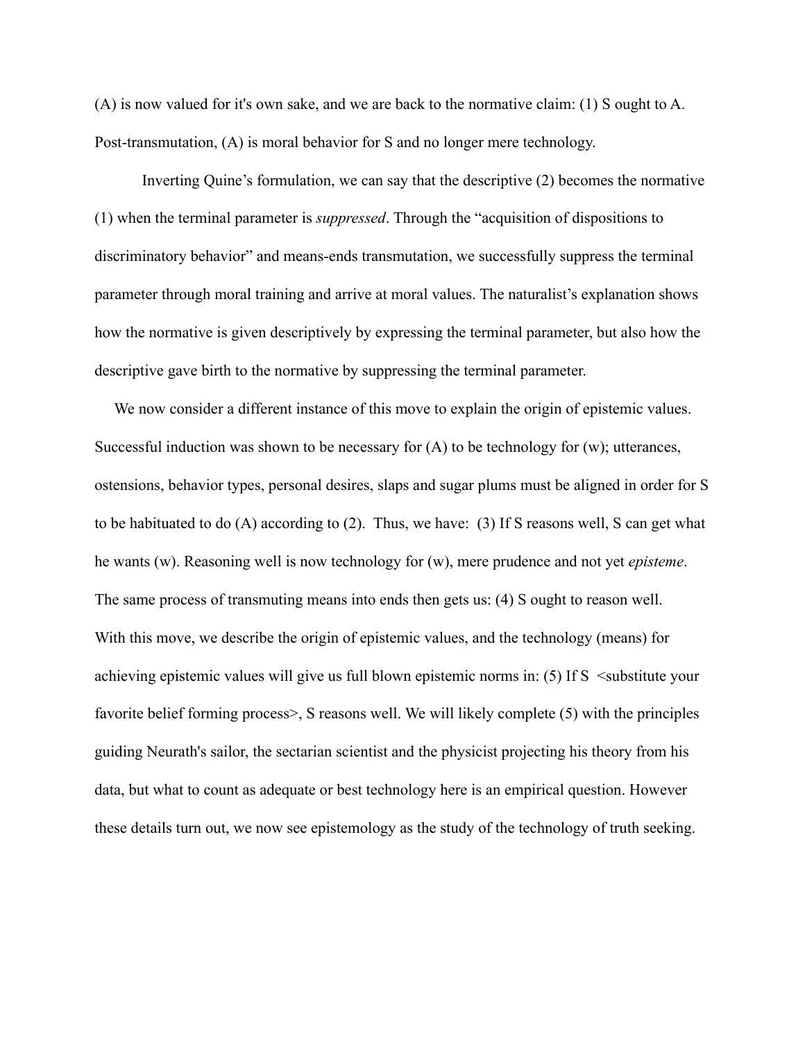(A) is now valued for it's own sake, and we are back to the normative claim: (1) S ought to A. Post-transmutation, (A) is moral behavior for S and no longer mere technology.

Inverting Quine's formulation, we can say that the descriptive (2) becomes the normative (1) when the terminal parameter is *suppressed*. Through the "acquisition of dispositions to discriminatory behavior" and means-ends transmutation, we successfully suppress the terminal parameter through moral training and arrive at moral values. The naturalist's explanation shows how the normative is given descriptively by expressing the terminal parameter, but also how the descriptive gave birth to the normative by suppressing the terminal parameter.

We now consider a different instance of this move to explain the origin of epistemic values. Successful induction was shown to be necessary for (A) to be technology for (w); utterances, ostensions, behavior types, personal desires, slaps and sugar plums must be aligned in order for S to be habituated to do (A) according to (2). Thus, we have: (3) If S reasons well, S can get what he wants (w). Reasoning well is now technology for (w), mere prudence and not yet *episteme*. The same process of transmuting means into ends then gets us: (4) S ought to reason well. With this move, we describe the origin of epistemic values, and the technology (means) for achieving epistemic values will give us full blown epistemic norms in: (5) If S <substitute your favorite belief forming process>, S reasons well. We will likely complete (5) with the principles guiding Neurath's sailor, the sectarian scientist and the physicist projecting his theory from his data, but what to count as adequate or best technology here is an empirical question. However these details turn out, we now see epistemology as the study of the technology of truth seeking.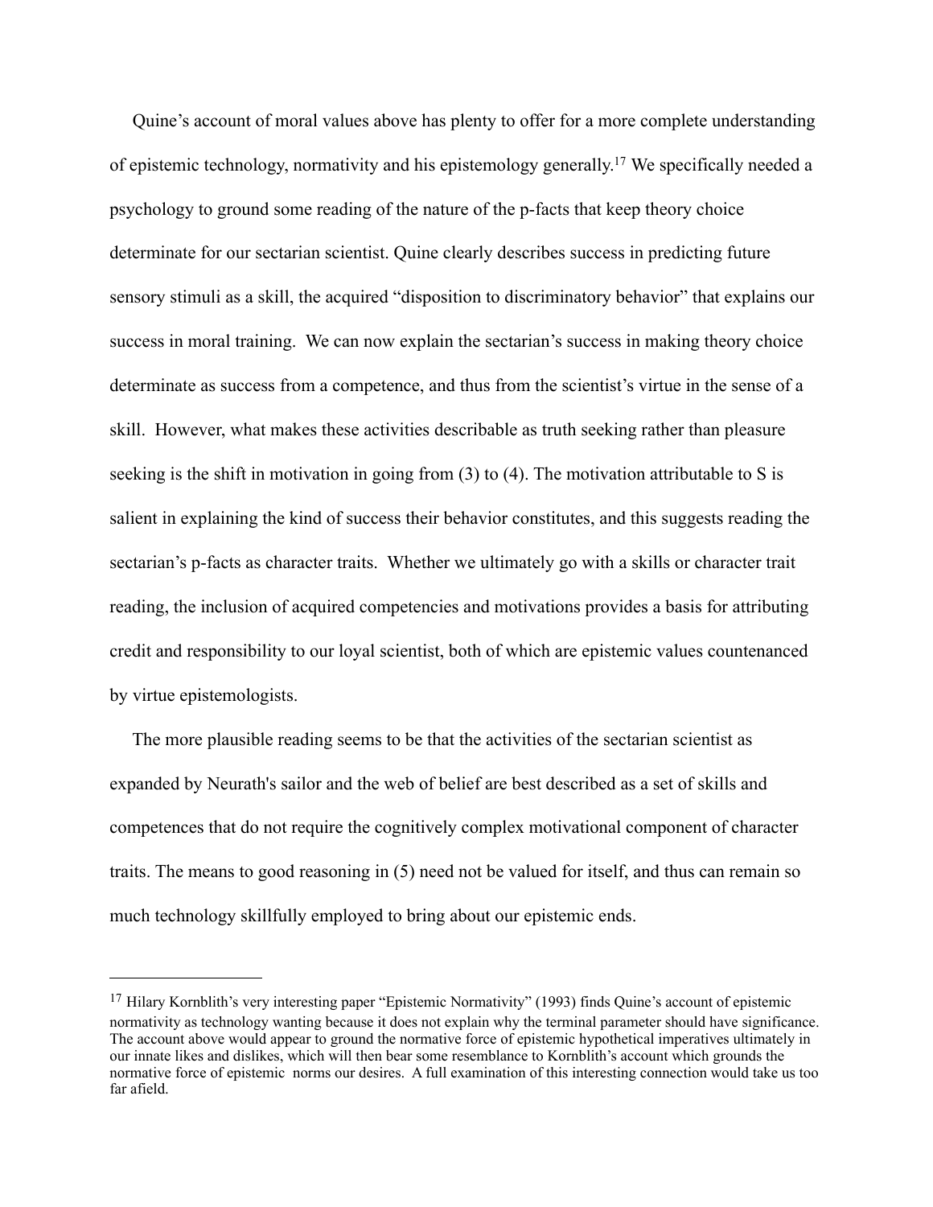Quine's account of moral values above has plenty to offer for a more complete understanding of epistemic technology, normativity and his epistemology generally.[17] We specifically needed a psychology to ground some reading of the nature of the p-facts that keep theory choice determinate for our sectarian scientist. Quine clearly describes success in predicting future sensory stimuli as a skill, the acquired "disposition to discriminatory behavior" that explains our success in moral training. We can now explain the sectarian's success in making theory choice determinate as success from a competence, and thus from the scientist's virtue in the sense of a skill. However, what makes these activities describable as truth seeking rather than pleasure seeking is the shift in motivation in going from (3) to (4). The motivation attributable to S is salient in explaining the kind of success their behavior constitutes, and this suggests reading the sectarian's p-facts as character traits. Whether we ultimately go with a skills or character trait reading, the inclusion of acquired competencies and motivations provides a basis for attributing credit and responsibility to our loyal scientist, both of which are epistemic values countenanced by virtue epistemologists.

The more plausible reading seems to be that the activities of the sectarian scientist as expanded by Neurath's sailor and the web of belief are best described as a set of skills and competences that do not require the cognitively complex motivational component of character traits. The means to good reasoning in (5) need not be valued for itself, and thus can remain so much technology skillfully employed to bring about our epistemic ends.

---

[17] Hilary Kornblith's very interesting paper "Epistemic Normativity" (1993) finds Quine's account of epistemic normativity as technology wanting because it does not explain why the terminal parameter should have significance. The account above would appear to ground the normative force of epistemic hypothetical imperatives ultimately in our innate likes and dislikes, which will then bear some resemblance to Kornblith's account which grounds the normative force of epistemic norms our desires. A full examination of this interesting connection would take us too far afield.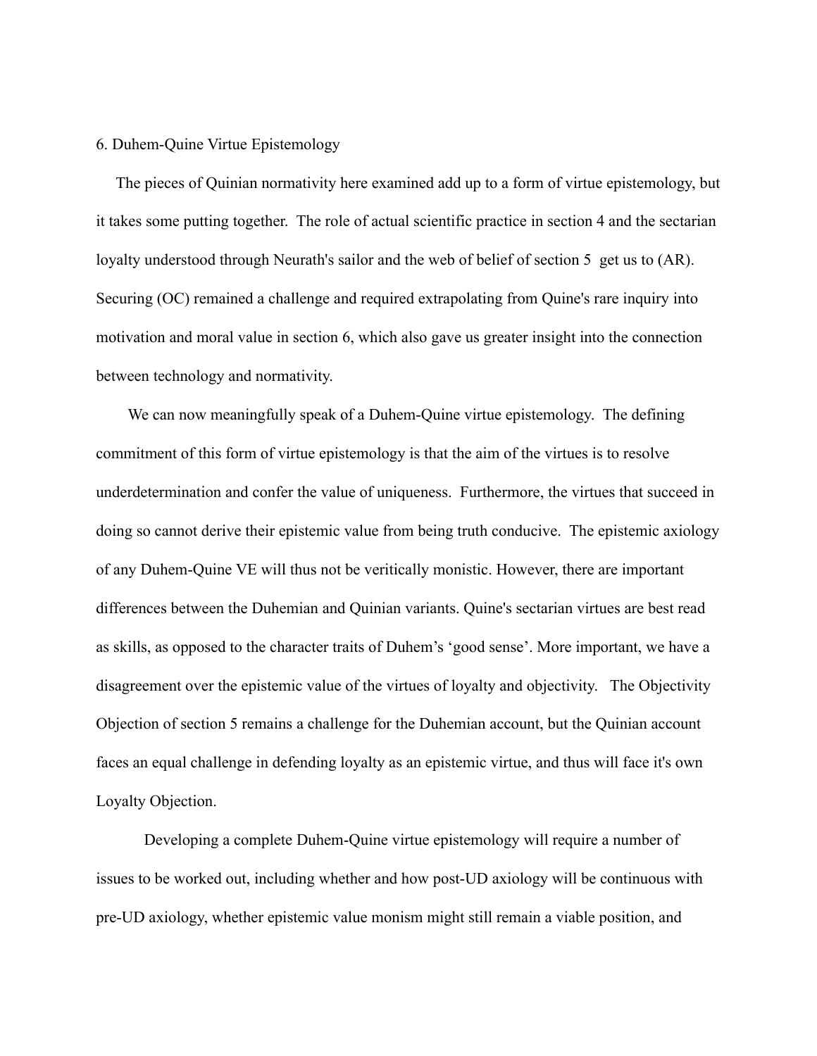## 6. Duhem-Quine Virtue Epistemology

The pieces of Quinian normativity here examined add up to a form of virtue epistemology, but it takes some putting together. The role of actual scientific practice in section 4 and the sectarian loyalty understood through Neurath's sailor and the web of belief of section 5 get us to (AR). Securing (OC) remained a challenge and required extrapolating from Quine's rare inquiry into motivation and moral value in section 6, which also gave us greater insight into the connection between technology and normativity.

We can now meaningfully speak of a Duhem-Quine virtue epistemology. The defining commitment of this form of virtue epistemology is that the aim of the virtues is to resolve underdetermination and confer the value of uniqueness. Furthermore, the virtues that succeed in doing so cannot derive their epistemic value from being truth conducive. The epistemic axiology of any Duhem-Quine VE will thus not be veritically monistic. However, there are important differences between the Duhemian and Quinian variants. Quine's sectarian virtues are best read as skills, as opposed to the character traits of Duhem's 'good sense'. More important, we have a disagreement over the epistemic value of the virtues of loyalty and objectivity. The Objectivity Objection of section 5 remains a challenge for the Duhemian account, but the Quinian account faces an equal challenge in defending loyalty as an epistemic virtue, and thus will face it's own Loyalty Objection.

Developing a complete Duhem-Quine virtue epistemology will require a number of issues to be worked out, including whether and how post-UD axiology will be continuous with pre-UD axiology, whether epistemic value monism might still remain a viable position, and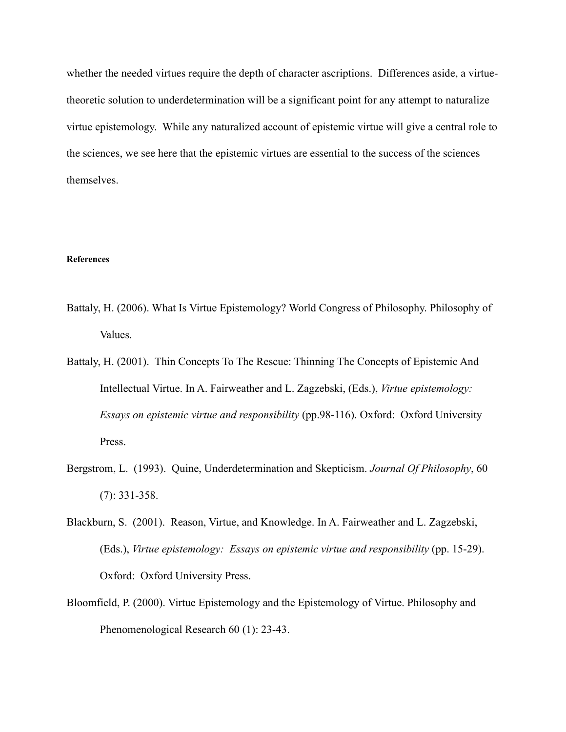whether the needed virtues require the depth of character ascriptions. Differences aside, a virtue-theoretic solution to underdetermination will be a significant point for any attempt to naturalize virtue epistemology. While any naturalized account of epistemic virtue will give a central role to the sciences, we see here that the epistemic virtues are essential to the success of the sciences themselves.

#### References

Battaly, H. (2006). What Is Virtue Epistemology? World Congress of Philosophy. Philosophy of Values.

Battaly, H. (2001). Thin Concepts To The Rescue: Thinning The Concepts of Epistemic And Intellectual Virtue. In A. Fairweather and L. Zagzebski, (Eds.), *Virtue epistemology: Essays on epistemic virtue and responsibility* (pp.98-116). Oxford: Oxford University Press.

Bergstrom, L. (1993). Quine, Underdetermination and Skepticism. *Journal Of Philosophy*, 60 (7): 331-358.

Blackburn, S. (2001). Reason, Virtue, and Knowledge. In A. Fairweather and L. Zagzebski, (Eds.), *Virtue epistemology: Essays on epistemic virtue and responsibility* (pp. 15-29). Oxford: Oxford University Press.

Bloomfield, P. (2000). Virtue Epistemology and the Epistemology of Virtue. Philosophy and Phenomenological Research 60 (1): 23-43.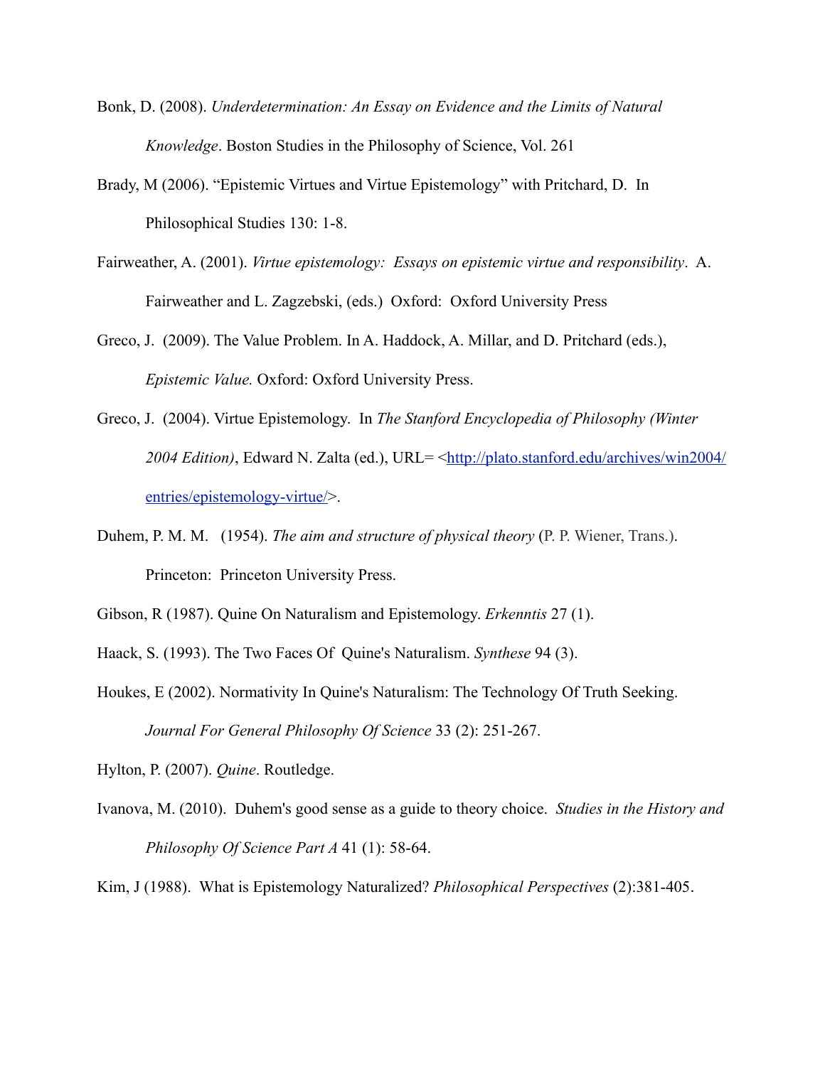Bonk, D. (2008). *Underdetermination: An Essay on Evidence and the Limits of Natural Knowledge*. Boston Studies in the Philosophy of Science, Vol. 261

Brady, M (2006). "Epistemic Virtues and Virtue Epistemology" with Pritchard, D. In Philosophical Studies 130: 1-8.

Fairweather, A. (2001). *Virtue epistemology: Essays on epistemic virtue and responsibility*. A. Fairweather and L. Zagzebski, (eds.) Oxford: Oxford University Press

Greco, J. (2009). The Value Problem. In A. Haddock, A. Millar, and D. Pritchard (eds.), *Epistemic Value.* Oxford: Oxford University Press.

Greco, J. (2004). Virtue Epistemology. In *The Stanford Encyclopedia of Philosophy (Winter 2004 Edition)*, Edward N. Zalta (ed.), URL= <http://plato.stanford.edu/archives/win2004/entries/epistemology-virtue/>.

Duhem, P. M. M. (1954). *The aim and structure of physical theory* (P. P. Wiener, Trans.). Princeton: Princeton University Press.

Gibson, R (1987). Quine On Naturalism and Epistemology. *Erkenntis* 27 (1).

Haack, S. (1993). The Two Faces Of Quine's Naturalism. *Synthese* 94 (3).

Houkes, E (2002). Normativity In Quine's Naturalism: The Technology Of Truth Seeking. *Journal For General Philosophy Of Science* 33 (2): 251-267.

Hylton, P. (2007). *Quine*. Routledge.

Ivanova, M. (2010). Duhem's good sense as a guide to theory choice. *Studies in the History and Philosophy Of Science Part A* 41 (1): 58-64.

Kim, J (1988). What is Epistemology Naturalized? *Philosophical Perspectives* (2):381-405.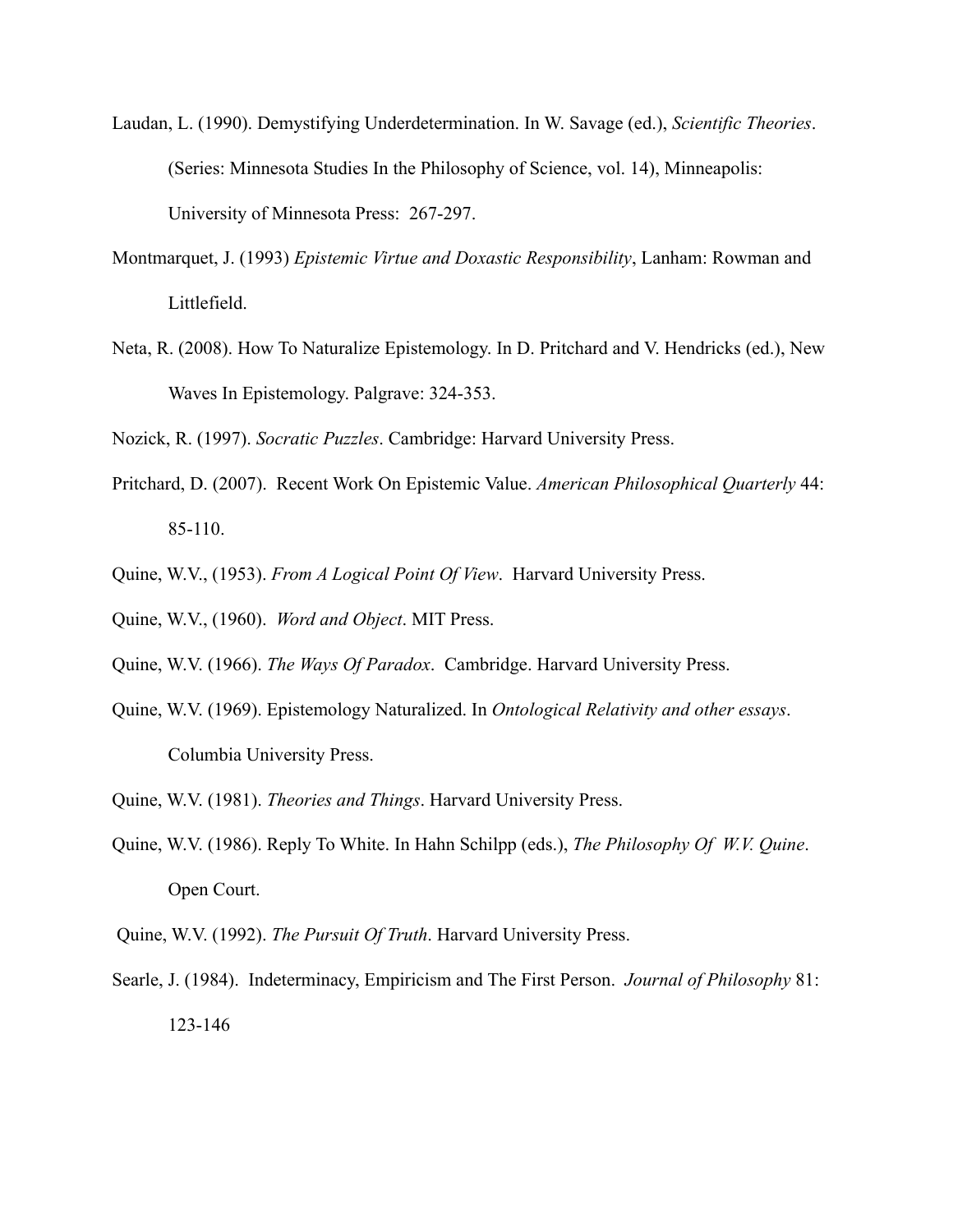Laudan, L. (1990). Demystifying Underdetermination. In W. Savage (ed.), *Scientific Theories*. (Series: Minnesota Studies In the Philosophy of Science, vol. 14), Minneapolis: University of Minnesota Press: 267-297.

Montmarquet, J. (1993) *Epistemic Virtue and Doxastic Responsibility*, Lanham: Rowman and Littlefield.

Neta, R. (2008). How To Naturalize Epistemology. In D. Pritchard and V. Hendricks (ed.), New Waves In Epistemology. Palgrave: 324-353.

Nozick, R. (1997). *Socratic Puzzles*. Cambridge: Harvard University Press.

Pritchard, D. (2007). Recent Work On Epistemic Value. *American Philosophical Quarterly* 44: 85-110.

Quine, W.V., (1953). *From A Logical Point Of View*. Harvard University Press.

Quine, W.V., (1960). *Word and Object*. MIT Press.

Quine, W.V. (1966). *The Ways Of Paradox*. Cambridge. Harvard University Press.

Quine, W.V. (1969). Epistemology Naturalized. In *Ontological Relativity and other essays*. Columbia University Press.

Quine, W.V. (1981). *Theories and Things*. Harvard University Press.

Quine, W.V. (1986). Reply To White. In Hahn Schilpp (eds.), *The Philosophy Of W.V. Quine*. Open Court.

Quine, W.V. (1992). *The Pursuit Of Truth*. Harvard University Press.

Searle, J. (1984). Indeterminacy, Empiricism and The First Person. *Journal of Philosophy* 81: 123-146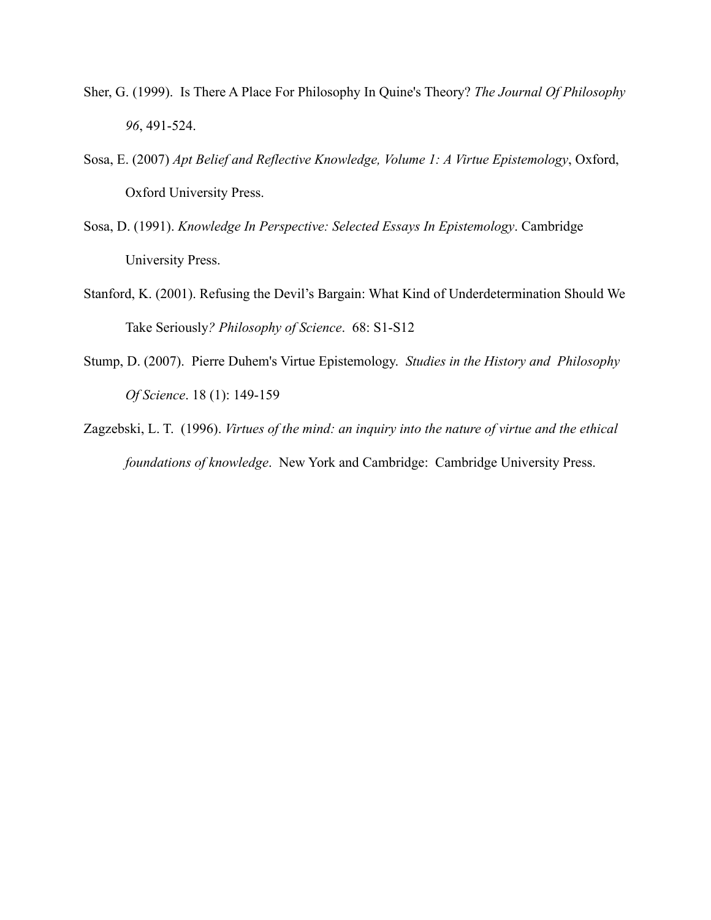Sher, G. (1999). Is There A Place For Philosophy In Quine's Theory? *The Journal Of Philosophy 96*, 491-524.

Sosa, E. (2007) *Apt Belief and Reflective Knowledge, Volume 1: A Virtue Epistemology*, Oxford, Oxford University Press.

Sosa, D. (1991). *Knowledge In Perspective: Selected Essays In Epistemology*. Cambridge University Press.

Stanford, K. (2001). Refusing the Devil's Bargain: What Kind of Underdetermination Should We Take Seriously*? Philosophy of Science*. 68: S1-S12

Stump, D. (2007). Pierre Duhem's Virtue Epistemology. *Studies in the History and Philosophy Of Science*. 18 (1): 149-159

Zagzebski, L. T. (1996). *Virtues of the mind: an inquiry into the nature of virtue and the ethical foundations of knowledge*. New York and Cambridge: Cambridge University Press.